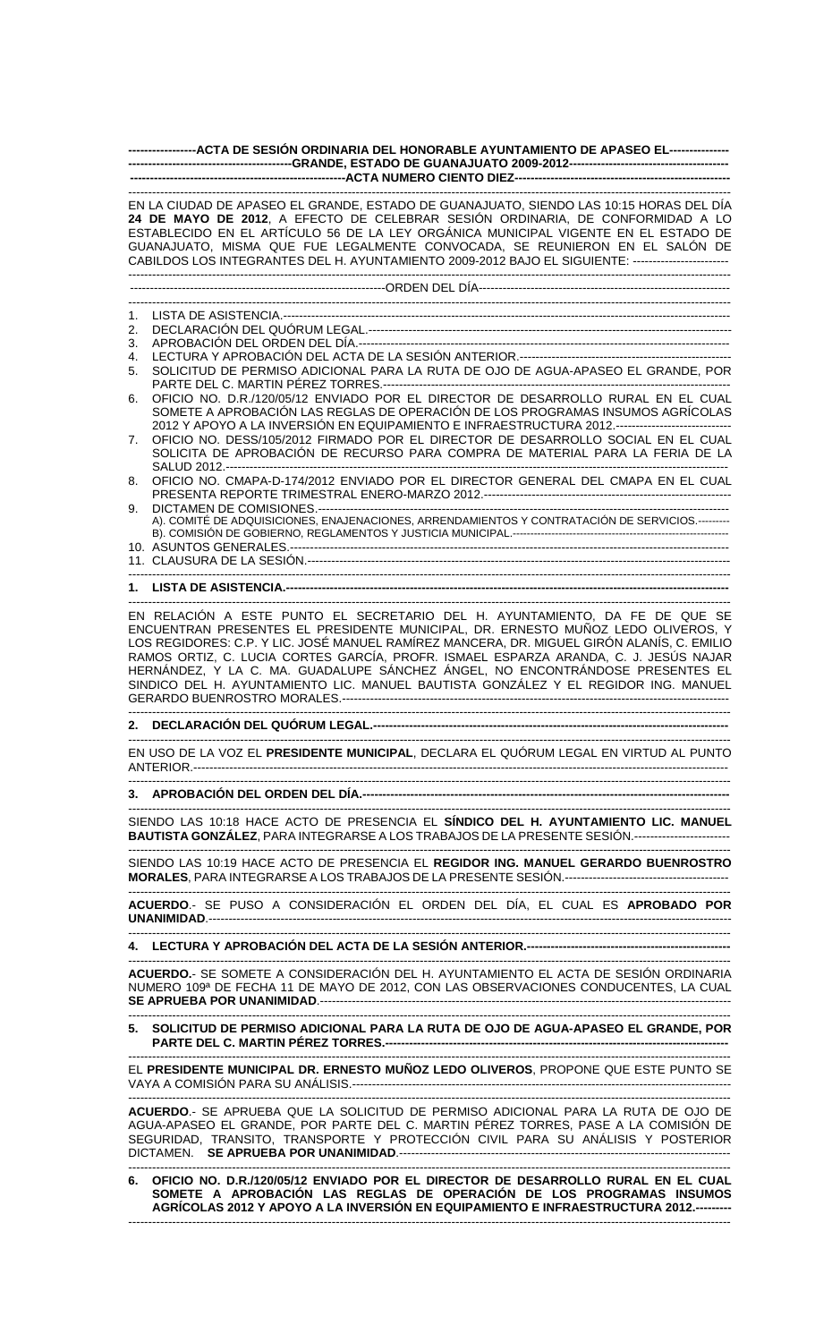**ACTA DE SESIÓN ORDINARIA DEL HONORABLE AYUNTAMIENTO DE APASEO EL GRANDE, ESTADO DE GUANAJUATO 2009-2012**

**ACTA NUMERO CIENTO DIEZ**

EN LA CIUDAD DE APASEO EL GRANDE, ESTADO DE GUANAJUATO, SIENDO LAS 10:15 HORAS DEL DÍA **24 DE MAYO DE 2012**, A EFECTO DE CELEBRAR SESIÓN ORDINARIA, DE CONFORMIDAD A LO ESTABLECIDO EN EL ARTÍCULO 56 DE LA LEY ORGÁNICA MUNICIPAL VIGENTE EN EL ESTADO DE GUANAJUATO, MISMA QUE FUE LEGALMENTE CONVOCADA, SE REUNIERON EN EL SALÓN DE CABILDOS LOS INTEGRANTES DEL H. AYUNTAMIENTO 2009-2012 BAJO EL SIGUIENTE:

ORDEN DEL DÍA

1. LISTA DE ASISTENCIA.
2. DECLARACIÓN DEL QUÓRUM LEGAL.
3. APROBACIÓN DEL ORDEN DEL DÍA.
4. LECTURA Y APROBACIÓN DEL ACTA DE LA SESIÓN ANTERIOR.
5. SOLICITUD DE PERMISO ADICIONAL PARA LA RUTA DE OJO DE AGUA-APASEO EL GRANDE, POR PARTE DEL C. MARTIN PÉREZ TORRES.
6. OFICIO NO. D.R./120/05/12 ENVIADO POR EL DIRECTOR DE DESARROLLO RURAL EN EL CUAL SOMETE A APROBACIÓN LAS REGLAS DE OPERACIÓN DE LOS PROGRAMAS INSUMOS AGRÍCOLAS 2012 Y APOYO A LA INVERSIÓN EN EQUIPAMIENTO E INFRAESTRUCTURA 2012.
7. OFICIO NO. DESS/105/2012 FIRMADO POR EL DIRECTOR DE DESARROLLO SOCIAL EN EL CUAL SOLICITA DE APROBACIÓN DE RECURSO PARA COMPRA DE MATERIAL PARA LA FERIA DE LA SALUD 2012.
8. OFICIO NO. CMAPA-D-174/2012 ENVIADO POR EL DIRECTOR GENERAL DEL CMAPA EN EL CUAL PRESENTA REPORTE TRIMESTRAL ENERO-MARZO 2012.
9. DICTAMEN DE COMISIONES.
   A). COMITÉ DE ADQUISICIONES, ENAJENACIONES, ARRENDAMIENTOS Y CONTRATACIÓN DE SERVICIOS.
   B). COMISIÓN DE GOBIERNO, REGLAMENTOS Y JUSTICIA MUNICIPAL.
10. ASUNTOS GENERALES.
11. CLAUSURA DE LA SESIÓN.

**1. LISTA DE ASISTENCIA.**

EN RELACIÓN A ESTE PUNTO EL SECRETARIO DEL H. AYUNTAMIENTO, DA FE DE QUE SE ENCUENTRAN PRESENTES EL PRESIDENTE MUNICIPAL, DR. ERNESTO MUÑOZ LEDO OLIVEROS, Y LOS REGIDORES: C.P. Y LIC. JOSÉ MANUEL RAMÍREZ MANCERA, DR. MIGUEL GIRÓN ALANÍS, C. EMILIO RAMOS ORTIZ, C. LUCIA CORTES GARCÍA, PROFR. ISMAEL ESPARZA ARANDA, C. JESÚS NAJAR HERNÁNDEZ, Y LA C. MA. GUADALUPE SÁNCHEZ ÁNGEL, NO ENCONTRÁNDOSE PRESENTES EL SINDICO DEL H. AYUNTAMIENTO LIC. MANUEL BAUTISTA GONZÁLEZ Y EL REGIDOR ING. MANUEL GERARDO BUENROSTRO MORALES.

**2. DECLARACIÓN DEL QUÓRUM LEGAL.**

EN USO DE LA VOZ EL **PRESIDENTE MUNICIPAL**, DECLARA EL QUÓRUM LEGAL EN VIRTUD AL PUNTO ANTERIOR.

**3. APROBACIÓN DEL ORDEN DEL DÍA.**

SIENDO LAS 10:18 HACE ACTO DE PRESENCIA EL **SÍNDICO DEL H. AYUNTAMIENTO LIC. MANUEL BAUTISTA GONZÁLEZ**, PARA INTEGRARSE A LOS TRABAJOS DE LA PRESENTE SESIÓN.

SIENDO LAS 10:19 HACE ACTO DE PRESENCIA EL **REGIDOR ING. MANUEL GERARDO BUENROSTRO MORALES**, PARA INTEGRARSE A LOS TRABAJOS DE LA PRESENTE SESIÓN.

**ACUERDO**.- SE PUSO A CONSIDERACIÓN EL ORDEN DEL DÍA, EL CUAL ES **APROBADO POR UNANIMIDAD**.

**4. LECTURA Y APROBACIÓN DEL ACTA DE LA SESIÓN ANTERIOR.**

**ACUERDO.**- SE SOMETE A CONSIDERACIÓN DEL H. AYUNTAMIENTO EL ACTA DE SESIÓN ORDINARIA NUMERO 109ª DE FECHA 11 DE MAYO DE 2012, CON LAS OBSERVACIONES CONDUCENTES, LA CUAL **SE APRUEBA POR UNANIMIDAD**.

**5. SOLICITUD DE PERMISO ADICIONAL PARA LA RUTA DE OJO DE AGUA-APASEO EL GRANDE, POR PARTE DEL C. MARTIN PÉREZ TORRES.**

EL **PRESIDENTE MUNICIPAL DR. ERNESTO MUÑOZ LEDO OLIVEROS**, PROPONE QUE ESTE PUNTO SE VAYA A COMISIÓN PARA SU ANÁLISIS.

**ACUERDO**.- SE APRUEBA QUE LA SOLICITUD DE PERMISO ADICIONAL PARA LA RUTA DE OJO DE AGUA-APASEO EL GRANDE, POR PARTE DEL C. MARTIN PÉREZ TORRES, PASE A LA COMISIÓN DE SEGURIDAD, TRANSITO, TRANSPORTE Y PROTECCIÓN CIVIL PARA SU ANÁLISIS Y POSTERIOR DICTAMEN. **SE APRUEBA POR UNANIMIDAD**.

**6. OFICIO NO. D.R./120/05/12 ENVIADO POR EL DIRECTOR DE DESARROLLO RURAL EN EL CUAL SOMETE A APROBACIÓN LAS REGLAS DE OPERACIÓN DE LOS PROGRAMAS INSUMOS AGRÍCOLAS 2012 Y APOYO A LA INVERSIÓN EN EQUIPAMIENTO E INFRAESTRUCTURA 2012.**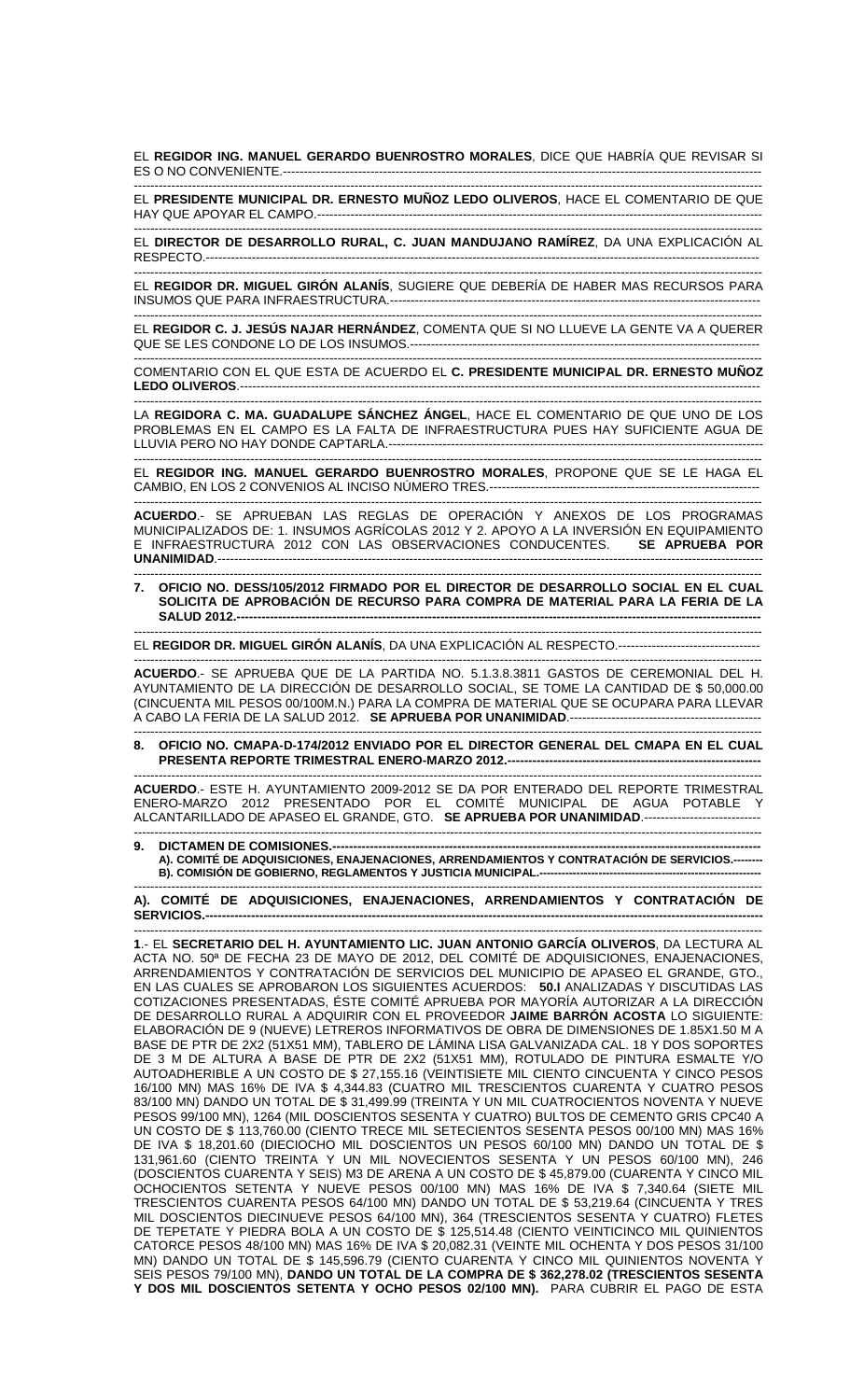EL **REGIDOR ING. MANUEL GERARDO BUENROSTRO MORALES**, DICE QUE HABRÍA QUE REVISAR SI ES O NO CONVENIENTE.----------------------------------------------------------------------------------------------------------------

EL **PRESIDENTE MUNICIPAL DR. ERNESTO MUÑOZ LEDO OLIVEROS**, HACE EL COMENTARIO DE QUE HAY QUE APOYAR EL CAMPO.------------------------------------------------------------------------------------------------------

EL **DIRECTOR DE DESARROLLO RURAL, C. JUAN MANDUJANO RAMÍREZ**, DA UNA EXPLICACIÓN AL RESPECTO.--------------------------------------------------------------------------------------------------------------------------

EL **REGIDOR DR. MIGUEL GIRÓN ALANÍS**, SUGIERE QUE DEBERÍA DE HABER MAS RECURSOS PARA INSUMOS QUE PARA INFRAESTRUCTURA.----------------------------------------------------------------------------------

EL **REGIDOR C. J. JESÚS NAJAR HERNÁNDEZ**, COMENTA QUE SI NO LLUEVE LA GENTE VA A QUERER QUE SE LES CONDONE LO DE LOS INSUMOS.-----------------------------------------------------------------------------

COMENTARIO CON EL QUE ESTA DE ACUERDO EL **C. PRESIDENTE MUNICIPAL DR. ERNESTO MUÑOZ LEDO OLIVEROS**.-------------------------------------------------------------------------------------------------------------

LA **REGIDORA C. MA. GUADALUPE SÁNCHEZ ÁNGEL**, HACE EL COMENTARIO DE QUE UNO DE LOS PROBLEMAS EN EL CAMPO ES LA FALTA DE INFRAESTRUCTURA PUES HAY SUFICIENTE AGUA DE LLUVIA PERO NO HAY DONDE CAPTARLA.---------------------------------------------------------------------------------

EL **REGIDOR ING. MANUEL GERARDO BUENROSTRO MORALES**, PROPONE QUE SE LE HAGA EL CAMBIO, EN LOS 2 CONVENIOS AL INCISO NÚMERO TRES.-------------------------------------------------------------

**ACUERDO**.- SE APRUEBAN LAS REGLAS DE OPERACIÓN Y ANEXOS DE LOS PROGRAMAS MUNICIPALIZADOS DE: 1. INSUMOS AGRÍCOLAS 2012 Y 2. APOYO A LA INVERSIÓN EN EQUIPAMIENTO E INFRAESTRUCTURA 2012 CON LAS OBSERVACIONES CONDUCENTES. **SE APRUEBA POR UNANIMIDAD**.----------------------------------------------------------------------------------------------------------------

**7. OFICIO NO. DESS/105/2012 FIRMADO POR EL DIRECTOR DE DESARROLLO SOCIAL EN EL CUAL SOLICITA DE APROBACIÓN DE RECURSO PARA COMPRA DE MATERIAL PARA LA FERIA DE LA SALUD 2012.------------------------------------------------------------------------------------------------------------**

EL **REGIDOR DR. MIGUEL GIRÓN ALANÍS**, DA UNA EXPLICACIÓN AL RESPECTO.-----------------------------------

**ACUERDO**.- SE APRUEBA QUE DE LA PARTIDA NO. 5.1.3.8.3811 GASTOS DE CEREMONIAL DEL H. AYUNTAMIENTO DE LA DIRECCIÓN DE DESARROLLO SOCIAL, SE TOME LA CANTIDAD DE $ 50,000.00 (CINCUENTA MIL PESOS 00/100M.N.) PARA LA COMPRA DE MATERIAL QUE SE OCUPARA PARA LLEVAR A CABO LA FERIA DE LA SALUD 2012. **SE APRUEBA POR UNANIMIDAD**.-----------------------------------------------

**8. OFICIO NO. CMAPA-D-174/2012 ENVIADO POR EL DIRECTOR GENERAL DEL CMAPA EN EL CUAL PRESENTA REPORTE TRIMESTRAL ENERO-MARZO 2012.------------------------------------------------------------**

**ACUERDO**.- ESTE H. AYUNTAMIENTO 2009-2012 SE DA POR ENTERADO DEL REPORTE TRIMESTRAL ENERO-MARZO 2012 PRESENTADO POR EL COMITÉ MUNICIPAL DE AGUA POTABLE Y ALCANTARILLADO DE APASEO EL GRANDE, GTO. **SE APRUEBA POR UNANIMIDAD**.-----------------------------

**9. DICTAMEN DE COMISIONES.------------------------------------------------------------------------------------------------**
**A). COMITÉ DE ADQUISICIONES, ENAJENACIONES, ARRENDAMIENTOS Y CONTRATACIÓN DE SERVICIOS.--------**
**B). COMISIÓN DE GOBIERNO, REGLAMENTOS Y JUSTICIA MUNICIPAL.------------------------------------------------------------**

**A). COMITÉ DE ADQUISICIONES, ENAJENACIONES, ARRENDAMIENTOS Y CONTRATACIÓN DE SERVICIOS.--------------------------------------------------------------------------------------------------------------------------**

**1**.- EL **SECRETARIO DEL H. AYUNTAMIENTO LIC. JUAN ANTONIO GARCÍA OLIVEROS**, DA LECTURA AL ACTA NO. 50ª DE FECHA 23 DE MAYO DE 2012, DEL COMITÉ DE ADQUISICIONES, ENAJENACIONES, ARRENDAMIENTOS Y CONTRATACIÓN DE SERVICIOS DEL MUNICIPIO DE APASEO EL GRANDE, GTO., EN LAS CUALES SE APROBARON LOS SIGUIENTES ACUERDOS: **50.I** ANALIZADAS Y DISCUTIDAS LAS COTIZACIONES PRESENTADAS, ÉSTE COMITÉ APRUEBA POR MAYORÍA AUTORIZAR A LA DIRECCIÓN DE DESARROLLO RURAL A ADQUIRIR CON EL PROVEEDOR **JAIME BARRÓN ACOSTA** LO SIGUIENTE: ELABORACIÓN DE 9 (NUEVE) LETREROS INFORMATIVOS DE OBRA DE DIMENSIONES DE 1.85X1.50 M A BASE DE PTR DE 2X2 (51X51 MM), TABLERO DE LÁMINA LISA GALVANIZADA CAL. 18 Y DOS SOPORTES DE 3 M DE ALTURA A BASE DE PTR DE 2X2 (51X51 MM), ROTULADO DE PINTURA ESMALTE Y/O AUTOADHERIBLE A UN COSTO DE $ 27,155.16 (VEINTISIETE MIL CIENTO CINCUENTA Y CINCO PESOS 16/100 MN) MAS 16% DE IVA $ 4,344.83 (CUATRO MIL TRESCIENTOS CUARENTA Y CUATRO PESOS 83/100 MN) DANDO UN TOTAL DE $ 31,499.99 (TREINTA Y UN MIL CUATROCIENTOS NOVENTA Y NUEVE PESOS 99/100 MN), 1264 (MIL DOSCIENTOS SESENTA Y CUATRO) BULTOS DE CEMENTO GRIS CPC40 A UN COSTO DE $ 113,760.00 (CIENTO TRECE MIL SETECIENTOS SESENTA PESOS 00/100 MN) MAS 16% DE IVA $ 18,201.60 (DIECIOCHO MIL DOSCIENTOS UN PESOS 60/100 MN) DANDO UN TOTAL DE $ 131,961.60 (CIENTO TREINTA Y UN MIL NOVECIENTOS SESENTA Y UN PESOS 60/100 MN), 246 (DOSCIENTOS CUARENTA Y SEIS) M3 DE ARENA A UN COSTO DE $ 45,879.00 (CUARENTA Y CINCO MIL OCHOCIENTOS SETENTA Y NUEVE PESOS 00/100 MN) MAS 16% DE IVA $ 7,340.64 (SIETE MIL TRESCIENTOS CUARENTA PESOS 64/100 MN) DANDO UN TOTAL DE $ 53,219.64 (CINCUENTA Y TRES MIL DOSCIENTOS DIECINUEVE PESOS 64/100 MN), 364 (TRESCIENTOS SESENTA Y CUATRO) FLETES DE TEPETATE Y PIEDRA BOLA A UN COSTO DE $ 125,514.48 (CIENTO VEINTICINCO MIL QUINIENTOS CATORCE PESOS 48/100 MN) MAS 16% DE IVA $ 20,082.31 (VEINTE MIL OCHENTA Y DOS PESOS 31/100 MN) DANDO UN TOTAL DE $ 145,596.79 (CIENTO CUARENTA Y CINCO MIL QUINIENTOS NOVENTA Y SEIS PESOS 79/100 MN), **DANDO UN TOTAL DE LA COMPRA DE $ 362,278.02 (TRESCIENTOS SESENTA Y DOS MIL DOSCIENTOS SETENTA Y OCHO PESOS 02/100 MN).** PARA CUBRIR EL PAGO DE ESTA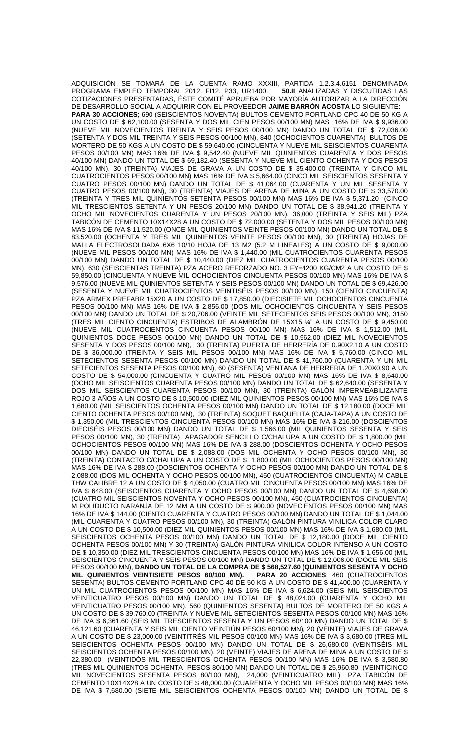ADQUISICIÓN SE TOMARÁ DE LA CUENTA RAMO XXXIII, PARTIDA 1.2.3.4.6151 DENOMINADA PROGRAMA EMPLEO TEMPORAL 2012. FI12, P33, UR1400. **50.II** ANALIZADAS Y DISCUTIDAS LAS COTIZACIONES PRESENTADAS, ÉSTE COMITÉ APRUEBA POR MAYORÍA AUTORIZAR A LA DIRECCIÓN DE DESARROLLO SOCIAL A ADQUIRIR CON EL PROVEEDOR **JAIME BARRÓN ACOSTA** LO SIGUIENTE: **PARA 30 ACCIONES**; 690 (SEISCIENTOS NOVENTA) BULTOS CEMENTO PORTLAND CPC 40 DE 50 KG A UN COSTO DE $ 62,100.00 (SESENTA Y DOS MIL CIEN PESOS 00/100 MN) MAS 16% DE IVA $ 9,936.00 (NUEVE MIL NOVECIENTOS TREINTA Y SEIS PESOS 00/100 MN) DANDO UN TOTAL DE $ 72,036.00 (SETENTA Y DOS MIL TREINTA Y SEIS PESOS 00/100 MN), 840 (OCHOCIENTOS CUARENTA) BULTOS DE MORTERO DE 50 KGS A UN COSTO DE $ 59,640.00 (CINCUENTA Y NUEVE MIL SEISCIENTOS CUARENTA PESOS 00/100 MN) MAS 16% DE IVA $ 9,542.40 (NUEVE MIL QUINIENTOS CUARENTA Y DOS PESOS 40/100 MN) DANDO UN TOTAL DE $ 69,182.40 (SESENTA Y NUEVE MIL CIENTO OCHENTA Y DOS PESOS 40/100 MN), 30 (TREINTA) VIAJES DE GRAVA A UN COSTO DE $ 35,400.00 (TREINTA Y CINCO MIL CUATROCIENTOS PESOS 00/100 MN) MAS 16% DE IVA $ 5,664.00 (CINCO MIL SEISCIENTOS SESENTA Y CUATRO PESOS 00/100 MN) DANDO UN TOTAL DE $ 41,064.00 (CUARENTA Y UN MIL SESENTA Y CUATRO PESOS 00/100 MN), 30 (TREINTA) VIAJES DE ARENA DE MINA A UN COSTO DE $ 33,570.00 (TREINTA Y TRES MIL QUINIENTOS SETENTA PESOS 00/100 MN) MAS 16% DE IVA $ 5,371.20 (CINCO MIL TRESCIENTOS SETENTA Y UN PESOS 20/100 MN) DANDO UN TOTAL DE $ 38,941.20 (TREINTA Y OCHO MIL NOVECIENTOS CUARENTA Y UN PESOS 20/100 MN), 36,000 (TREINTA Y SEIS MIL) PZA TABICÓN DE CEMENTO 10X14X28 A UN COSTO DE $ 72,000.00 (SETENTA Y DOS MIL PESOS 00/100 MN) MAS 16% DE IVA $ 11,520.00 (ONCE MIL QUINIENTOS VEINTE PESOS 00/100 MN) DANDO UN TOTAL DE $ 83,520.00 (OCHENTA Y TRES MIL QUINIENTOS VEINTE PESOS 00/100 MN), 30 (TREINTA) HOJAS DE MALLA ELECTROSOLDADA 6X6 10/10 HOJA DE 13 M2 (5.2 M LINEALES) A UN COSTO DE $ 9,000.00 (NUEVE MIL PESOS 00/100 MN) MAS 16% DE IVA $ 1,440.00 (MIL CUATROCIENTOS CUARENTA PESOS 00/100 MN) DANDO UN TOTAL DE $ 10,440.00 (DIEZ MIL CUATROCIENTOS CUARENTA PESOS 00/100 MN), 630 (SEISCIENTAS TREINTA) PZA ACERO REFORZADO NO. 3 FY=4200 KG/CM2 A UN COSTO DE $ 59,850.00 (CINCUENTA Y NUEVE MIL OCHOCIENTOS CINCUENTA PESOS 00/100 MN) MAS 16% DE IVA $ 9,576.00 (NUEVE MIL QUINIENTOS SETENTA Y SEIS PESOS 00/100 MN) DANDO UN TOTAL DE $ 69,426.00 (SESENTA Y NUEVE MIL CUATROCIENTOS VEINTISÉIS PESOS 00/100 MN), 150 (CIENTO CINCUENTA) PZA ARMEX PREFABR 15X20 A UN COSTO DE $ 17,850.00 (DIECISIETE MIL OCHOCIENTOS CINCUENTA PESOS 00/100 MN) MAS 16% DE IVA $ 2,856.00 (DOS MIL OCHOCIENTOS CINCUENTA Y SEIS PESOS 00/100 MN) DANDO UN TOTAL DE $ 20,706.00 (VEINTE MIL SETECIENTOS SEIS PESOS 00/100 MN), 3150 (TRES MIL CIENTO CINCUENTA) ESTRIBOS DE ALAMBRÓN DE 15X15 ¼" A UN COSTO DE $ 9,450.00 (NUEVE MIL CUATROCIENTOS CINCUENTA PESOS 00/100 MN) MAS 16% DE IVA $ 1,512.00 (MIL QUINIENTOS DOCE PESOS 00/100 MN) DANDO UN TOTAL DE $ 10,962.00 (DIEZ MIL NOVECIENTOS SESENTA Y DOS PESOS 00/100 MN), 30 (TREINTA) PUERTA DE HERRERÍA DE 0.90X2.10 A UN COSTO DE $ 36,000.00 (TREINTA Y SEIS MIL PESOS 00/100 MN) MAS 16% DE IVA $ 5,760.00 (CINCO MIL SETECIENTOS SESENTA PESOS 00/100 MN) DANDO UN TOTAL DE $ 41,760.00 (CUARENTA Y UN MIL SETECIENTOS SESENTA PESOS 00/100 MN), 60 (SESENTA) VENTANA DE HERRERÍA DE 1.20X0.90 A UN COSTO DE $ 54,000.00 (CINCUENTA Y CUATRO MIL PESOS 00/100 MN) MAS 16% DE IVA $ 8,640.00 (OCHO MIL SEISCIENTOS CUARENTA PESOS 00/100 MN) DANDO UN TOTAL DE $ 62,640.00 (SESENTA Y DOS MIL SEISCIENTOS CUARENTA PESOS 00/100 MN), 30 (TREINTA) GALÓN IMPERMEABILIZANTE ROJO 3 AÑOS A UN COSTO DE $ 10,500.00 (DIEZ MIL QUINIENTOS PESOS 00/100 MN) MAS 16% DE IVA $ 1,680.00 (MIL SEISCIENTOS OCHENTA PESOS 00/100 MN) DANDO UN TOTAL DE $ 12,180.00 (DOCE MIL CIENTO OCHENTA PESOS 00/100 MN), 30 (TREINTA) SOQUET BAQUELITA (CAJA-TAPA) A UN COSTO DE $ 1,350.00 (MIL TRESCIENTOS CINCUENTA PESOS 00/100 MN) MAS 16% DE IVA $ 216.00 (DOSCIENTOS DIECISÉIS PESOS 00/100 MN) DANDO UN TOTAL DE $ 1,566.00 (MIL QUINIENTOS SESENTA Y SEIS PESOS 00/100 MN), 30 (TREINTA) APAGADOR SENCILLO C/CHALUPA A UN COSTO DE $ 1,800.00 (MIL OCHOCIENTOS PESOS 00/100 MN) MAS 16% DE IVA $ 288.00 (DOSCIENTOS OCHENTA Y OCHO PESOS 00/100 MN) DANDO UN TOTAL DE $ 2,088.00 (DOS MIL OCHENTA Y OCHO PESOS 00/100 MN), 30 (TREINTA) CONTACTO C/CHALUPA A UN COSTO DE $ 1,800.00 (MIL OCHOCIENTOS PESOS 00/100 MN) MAS 16% DE IVA $ 288.00 (DOSCIENTOS OCHENTA Y OCHO PESOS 00/100 MN) DANDO UN TOTAL DE $ 2,088.00 (DOS MIL OCHENTA Y OCHO PESOS 00/100 MN), 450 (CUATROCIENTOS CINCUENTA) M CABLE THW CALIBRE 12 A UN COSTO DE $ 4,050.00 (CUATRO MIL CINCUENTA PESOS 00/100 MN) MAS 16% DE IVA $ 648.00 (SEISCIENTOS CUARENTA Y OCHO PESOS 00/100 MN) DANDO UN TOTAL DE $ 4,698.00 (CUATRO MIL SEISCIENTOS NOVENTA Y OCHO PESOS 00/100 MN), 450 (CUATROCIENTOS CINCUENTA) M POLIDUCTO NARANJA DE 12 MM A UN COSTO DE $ 900.00 (NOVECIENTOS PESOS 00/100 MN) MAS 16% DE IVA $ 144.00 (CIENTO CUARENTA Y CUATRO PESOS 00/100 MN) DANDO UN TOTAL DE $ 1,044.00 (MIL CUARENTA Y CUATRO PESOS 00/100 MN), 30 (TREINTA) GALÓN PINTURA VINILICA COLOR CLARO A UN COSTO DE $ 10,500.00 (DIEZ MIL QUINIENTOS PESOS 00/100 MN) MAS 16% DE IVA $ 1,680.00 (MIL SEISCIENTOS OCHENTA PESOS 00/100 MN) DANDO UN TOTAL DE $ 12,180.00 (DOCE MIL CIENTO OCHENTA PESOS 00/100 MN) Y 30 (TREINTA) GALÓN PINTURA VINILICA COLOR INTENSO A UN COSTO DE $ 10,350.00 (DIEZ MIL TRESCIENTOS CINCUENTA PESOS 00/100 MN) MAS 16% DE IVA $ 1,656.00 (MIL SEISCIENTOS CINCUENTA Y SEIS PESOS 00/100 MN) DANDO UN TOTAL DE $ 12,006.00 (DOCE MIL SEIS PESOS 00/100 MN), **DANDO UN TOTAL DE LA COMPRA DE $ 568,527.60 (QUINIENTOS SESENTA Y OCHO MIL QUINIENTOS VEINTISIETE PESOS 60/100 MN). PARA 20 ACCIONES**; 460 (CUATROCIENTOS SESENTA) BULTOS CEMENTO PORTLAND CPC 40 DE 50 KG A UN COSTO DE $ 41,400.00 (CUARENTA Y UN MIL CUATROCIENTOS PESOS 00/100 MN) MAS 16% DE IVA $ 6,624.00 (SEIS MIL SEISCIENTOS VEINTICUATRO PESOS 00/100 MN) DANDO UN TOTAL DE $ 48,024.00 (CUARENTA Y OCHO MIL VEINTICUATRO PESOS 00/100 MN), 560 (QUINIENTOS SESENTA) BULTOS DE MORTERO DE 50 KGS A UN COSTO DE $ 39,760.00 (TREINTA Y NUEVE MIL SETECIENTOS SESENTA PESOS 00/100 MN) MAS 16% DE IVA $ 6,361.60 (SEIS MIL TRESCIENTOS SESENTA Y UN PESOS 60/100 MN) DANDO UN TOTAL DE $ 46,121.60 (CUARENTA Y SEIS MIL CIENTO VEINTIÚN PESOS 60/100 MN), 20 (VEINTE) VIAJES DE GRAVA A UN COSTO DE $ 23,000.00 (VEINTITRÉS MIL PESOS 00/100 MN) MAS 16% DE IVA $ 3,680.00 (TRES MIL SEISCIENTOS OCHENTA PESOS 00/100 MN) DANDO UN TOTAL DE $ 26,680.00 (VEINTISÉIS MIL SEISCIENTOS OCHENTA PESOS 00/100 MN), 20 (VEINTE) VIAJES DE ARENA DE MINA A UN COSTO DE $ 22,380.00 (VEINTIDÓS MIL TRESCIENTOS OCHENTA PESOS 00/100 MN) MAS 16% DE IVA $ 3,580.80 (TRES MIL QUINIENTOS OCHENTA PESOS 80/100 MN) DANDO UN TOTAL DE $ 25,960.80 (VEINTICINCO MIL NOVECIENTOS SESENTA PESOS 80/100 MN), 24,000 (VEINTICUATRO MIL) PZA TABICÓN DE CEMENTO 10X14X28 A UN COSTO DE $ 48,000.00 (CUARENTA Y OCHO MIL PESOS 00/100 MN) MAS 16% DE IVA $ 7,680.00 (SIETE MIL SEISCIENTOS OCHENTA PESOS 00/100 MN) DANDO UN TOTAL DE $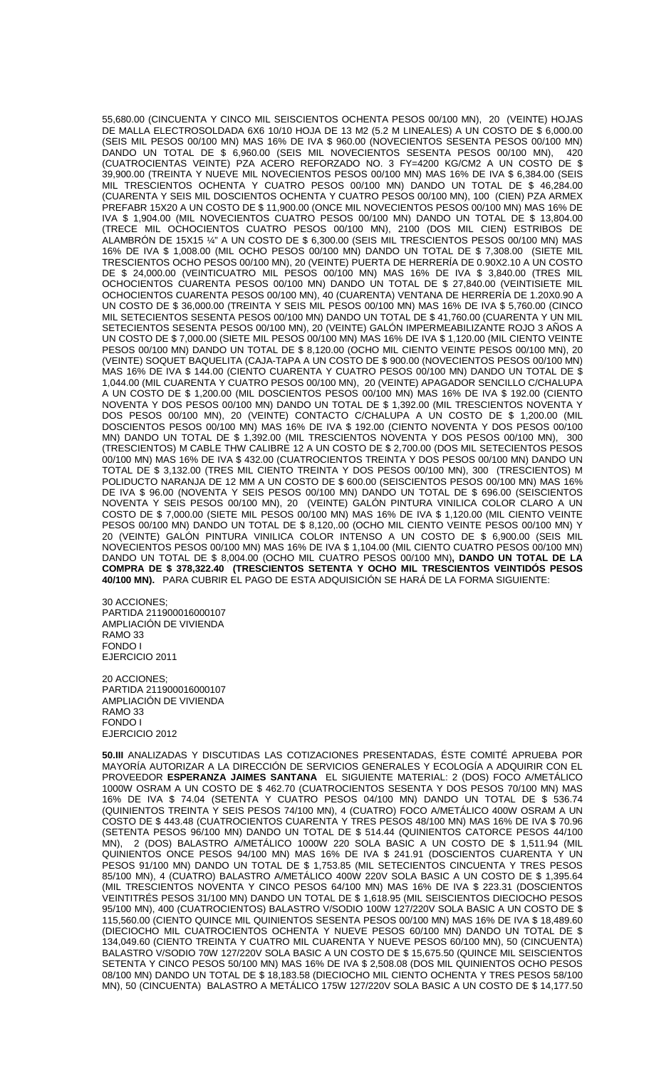55,680.00 (CINCUENTA Y CINCO MIL SEISCIENTOS OCHENTA PESOS 00/100 MN), 20 (VEINTE) HOJAS DE MALLA ELECTROSOLDADA 6X6 10/10 HOJA DE 13 M2 (5.2 M LINEALES) A UN COSTO DE $ 6,000.00 (SEIS MIL PESOS 00/100 MN) MAS 16% DE IVA $ 960.00 (NOVECIENTOS SESENTA PESOS 00/100 MN) DANDO UN TOTAL DE $ 6,960.00 (SEIS MIL NOVECIENTOS SESENTA PESOS 00/100 MN), 420 (CUATROCIENTAS VEINTE) PZA ACERO REFORZADO NO. 3 FY=4200 KG/CM2 A UN COSTO DE $ 39,900.00 (TREINTA Y NUEVE MIL NOVECIENTOS PESOS 00/100 MN) MAS 16% DE IVA $ 6,384.00 (SEIS MIL TRESCIENTOS OCHENTA Y CUATRO PESOS 00/100 MN) DANDO UN TOTAL DE $ 46,284.00 (CUARENTA Y SEIS MIL DOSCIENTOS OCHENTA Y CUATRO PESOS 00/100 MN), 100 (CIEN) PZA ARMEX PREFABR 15X20 A UN COSTO DE $ 11,900.00 (ONCE MIL NOVECIENTOS PESOS 00/100 MN) MAS 16% DE IVA $ 1,904.00 (MIL NOVECIENTOS CUATRO PESOS 00/100 MN) DANDO UN TOTAL DE $ 13,804.00 (TRECE MIL OCHOCIENTOS CUATRO PESOS 00/100 MN), 2100 (DOS MIL CIEN) ESTRIBOS DE ALAMBRÓN DE 15X15 ¼" A UN COSTO DE $ 6,300.00 (SEIS MIL TRESCIENTOS PESOS 00/100 MN) MAS 16% DE IVA $ 1,008.00 (MIL OCHO PESOS 00/100 MN) DANDO UN TOTAL DE $ 7,308.00 (SIETE MIL TRESCIENTOS OCHO PESOS 00/100 MN), 20 (VEINTE) PUERTA DE HERRERÍA DE 0.90X2.10 A UN COSTO DE $ 24,000.00 (VEINTICUATRO MIL PESOS 00/100 MN) MAS 16% DE IVA $ 3,840.00 (TRES MIL OCHOCIENTOS CUARENTA PESOS 00/100 MN) DANDO UN TOTAL DE $ 27,840.00 (VEINTISIETE MIL OCHOCIENTOS CUARENTA PESOS 00/100 MN), 40 (CUARENTA) VENTANA DE HERRERÍA DE 1.20X0.90 A UN COSTO DE $ 36,000.00 (TREINTA Y SEIS MIL PESOS 00/100 MN) MAS 16% DE IVA $ 5,760.00 (CINCO MIL SETECIENTOS SESENTA PESOS 00/100 MN) DANDO UN TOTAL DE $ 41,760.00 (CUARENTA Y UN MIL SETECIENTOS SESENTA PESOS 00/100 MN), 20 (VEINTE) GALÓN IMPERMEABILIZANTE ROJO 3 AÑOS A UN COSTO DE $ 7,000.00 (SIETE MIL PESOS 00/100 MN) MAS 16% DE IVA $ 1,120.00 (MIL CIENTO VEINTE PESOS 00/100 MN) DANDO UN TOTAL DE $ 8,120.00 (OCHO MIL CIENTO VEINTE PESOS 00/100 MN), 20 (VEINTE) SOQUET BAQUELITA (CAJA-TAPA A UN COSTO DE $ 900.00 (NOVECIENTOS PESOS 00/100 MN) MAS 16% DE IVA $ 144.00 (CIENTO CUARENTA Y CUATRO PESOS 00/100 MN) DANDO UN TOTAL DE $ 1,044.00 (MIL CUARENTA Y CUATRO PESOS 00/100 MN), 20 (VEINTE) APAGADOR SENCILLO C/CHALUPA A UN COSTO DE $ 1,200.00 (MIL DOSCIENTOS PESOS 00/100 MN) MAS 16% DE IVA $ 192.00 (CIENTO NOVENTA Y DOS PESOS 00/100 MN) DANDO UN TOTAL DE $ 1,392.00 (MIL TRESCIENTOS NOVENTA Y DOS PESOS 00/100 MN), 20 (VEINTE) CONTACTO C/CHALUPA A UN COSTO DE $ 1,200.00 (MIL DOSCIENTOS PESOS 00/100 MN) MAS 16% DE IVA $ 192.00 (CIENTO NOVENTA Y DOS PESOS 00/100 MN) DANDO UN TOTAL DE $ 1,392.00 (MIL TRESCIENTOS NOVENTA Y DOS PESOS 00/100 MN), 300 (TRESCIENTOS) M CABLE THW CALIBRE 12 A UN COSTO DE $ 2,700.00 (DOS MIL SETECIENTOS PESOS 00/100 MN) MAS 16% DE IVA $ 432.00 (CUATROCIENTOS TREINTA Y DOS PESOS 00/100 MN) DANDO UN TOTAL DE $ 3,132.00 (TRES MIL CIENTO TREINTA Y DOS PESOS 00/100 MN), 300 (TRESCIENTOS) M POLIDUCTO NARANJA DE 12 MM A UN COSTO DE $ 600.00 (SEISCIENTOS PESOS 00/100 MN) MAS 16% DE IVA $ 96.00 (NOVENTA Y SEIS PESOS 00/100 MN) DANDO UN TOTAL DE $ 696.00 (SEISCIENTOS NOVENTA Y SEIS PESOS 00/100 MN), 20 (VEINTE) GALÓN PINTURA VINILICA COLOR CLARO A UN COSTO DE $ 7,000.00 (SIETE MIL PESOS 00/100 MN) MAS 16% DE IVA $ 1,120.00 (MIL CIENTO VEINTE PESOS 00/100 MN) DANDO UN TOTAL DE $ 8,120,.00 (OCHO MIL CIENTO VEINTE PESOS 00/100 MN) Y 20 (VEINTE) GALÓN PINTURA VINILICA COLOR INTENSO A UN COSTO DE $ 6,900.00 (SEIS MIL NOVECIENTOS PESOS 00/100 MN) MAS 16% DE IVA $ 1,104.00 (MIL CIENTO CUATRO PESOS 00/100 MN) DANDO UN TOTAL DE $ 8,004.00 (OCHO MIL CUATRO PESOS 00/100 MN)**, DANDO UN TOTAL DE LA COMPRA DE $ 378,322.40 (TRESCIENTOS SETENTA Y OCHO MIL TRESCIENTOS VEINTIDÓS PESOS 40/100 MN).** PARA CUBRIR EL PAGO DE ESTA ADQUISICIÓN SE HARÁ DE LA FORMA SIGUIENTE:

30 ACCIONES;
PARTIDA 211900016000107
AMPLIACIÓN DE VIVIENDA
RAMO 33
FONDO I
EJERCICIO 2011

20 ACCIONES;
PARTIDA 211900016000107
AMPLIACIÓN DE VIVIENDA
RAMO 33
FONDO I
EJERCICIO 2012

**50.III** ANALIZADAS Y DISCUTIDAS LAS COTIZACIONES PRESENTADAS, ÉSTE COMITÉ APRUEBA POR MAYORÍA AUTORIZAR A LA DIRECCIÓN DE SERVICIOS GENERALES Y ECOLOGÍA A ADQUIRIR CON EL PROVEEDOR **ESPERANZA JAIMES SANTANA** EL SIGUIENTE MATERIAL: 2 (DOS) FOCO A/METÁLICO 1000W OSRAM A UN COSTO DE $ 462.70 (CUATROCIENTOS SESENTA Y DOS PESOS 70/100 MN) MAS 16% DE IVA $ 74.04 (SETENTA Y CUATRO PESOS 04/100 MN) DANDO UN TOTAL DE $ 536.74 (QUINIENTOS TREINTA Y SEIS PESOS 74/100 MN), 4 (CUATRO) FOCO A/METÁLICO 400W OSRAM A UN COSTO DE $ 443.48 (CUATROCIENTOS CUARENTA Y TRES PESOS 48/100 MN) MAS 16% DE IVA $ 70.96 (SETENTA PESOS 96/100 MN) DANDO UN TOTAL DE $ 514.44 (QUINIENTOS CATORCE PESOS 44/100 MN), 2 (DOS) BALASTRO A/METÁLICO 1000W 220 SOLA BASIC A UN COSTO DE $ 1,511.94 (MIL QUINIENTOS ONCE PESOS 94/100 MN) MAS 16% DE IVA $ 241.91 (DOSCIENTOS CUARENTA Y UN PESOS 91/100 MN) DANDO UN TOTAL DE $ 1,753.85 (MIL SETECIENTOS CINCUENTA Y TRES PESOS 85/100 MN), 4 (CUATRO) BALASTRO A/METÁLICO 400W 220V SOLA BASIC A UN COSTO DE $ 1,395.64 (MIL TRESCIENTOS NOVENTA Y CINCO PESOS 64/100 MN) MAS 16% DE IVA $ 223.31 (DOSCIENTOS VEINTITRÉS PESOS 31/100 MN) DANDO UN TOTAL DE $ 1,618.95 (MIL SEISCIENTOS DIECIOCHO PESOS 95/100 MN), 400 (CUATROCIENTOS) BALASTRO V/SODIO 100W 127/220V SOLA BASIC A UN COSTO DE $ 115,560.00 (CIENTO QUINCE MIL QUINIENTOS SESENTA PESOS 00/100 MN) MAS 16% DE IVA $ 18,489.60 (DIECIOCHO MIL CUATROCIENTOS OCHENTA Y NUEVE PESOS 60/100 MN) DANDO UN TOTAL DE $ 134,049.60 (CIENTO TREINTA Y CUATRO MIL CUARENTA Y NUEVE PESOS 60/100 MN), 50 (CINCUENTA) BALASTRO V/SODIO 70W 127/220V SOLA BASIC A UN COSTO DE $ 15,675.50 (QUINCE MIL SEISCIENTOS SETENTA Y CINCO PESOS 50/100 MN) MAS 16% DE IVA $ 2,508.08 (DOS MIL QUINIENTOS OCHO PESOS 08/100 MN) DANDO UN TOTAL DE $ 18,183.58 (DIECIOCHO MIL CIENTO OCHENTA Y TRES PESOS 58/100 MN), 50 (CINCUENTA) BALASTRO A METÁLICO 175W 127/220V SOLA BASIC A UN COSTO DE $ 14,177.50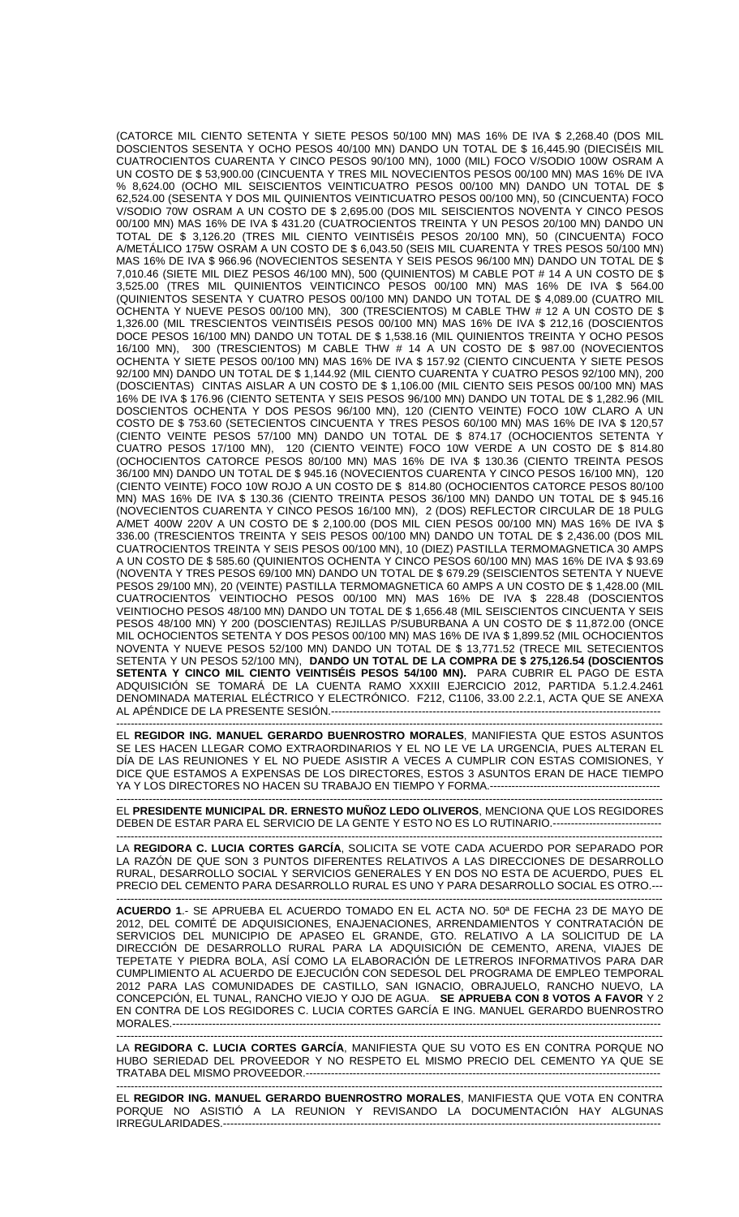(CATORCE MIL CIENTO SETENTA Y SIETE PESOS 50/100 MN) MAS 16% DE IVA $ 2,268.40 (DOS MIL DOSCIENTOS SESENTA Y OCHO PESOS 40/100 MN) DANDO UN TOTAL DE $ 16,445.90 (DIECISÉIS MIL CUATROCIENTOS CUARENTA Y CINCO PESOS 90/100 MN), 1000 (MIL) FOCO V/SODIO 100W OSRAM A UN COSTO DE $ 53,900.00 (CINCUENTA Y TRES MIL NOVECIENTOS PESOS 00/100 MN) MAS 16% DE IVA % 8,624.00 (OCHO MIL SEISCIENTOS VEINTICUATRO PESOS 00/100 MN) DANDO UN TOTAL DE $ 62,524.00 (SESENTA Y DOS MIL QUINIENTOS VEINTICUATRO PESOS 00/100 MN), 50 (CINCUENTA) FOCO V/SODIO 70W OSRAM A UN COSTO DE $ 2,695.00 (DOS MIL SEISCIENTOS NOVENTA Y CINCO PESOS 00/100 MN) MAS 16% DE IVA $ 431.20 (CUATROCIENTOS TREINTA Y UN PESOS 20/100 MN) DANDO UN TOTAL DE $ 3,126.20 (TRES MIL CIENTO VEINTISÉIS PESOS 20/100 MN), 50 (CINCUENTA) FOCO A/METÁLICO 175W OSRAM A UN COSTO DE $ 6,043.50 (SEIS MIL CUARENTA Y TRES PESOS 50/100 MN) MAS 16% DE IVA $ 966.96 (NOVECIENTOS SESENTA Y SEIS PESOS 96/100 MN) DANDO UN TOTAL DE $ 7,010.46 (SIETE MIL DIEZ PESOS 46/100 MN), 500 (QUINIENTOS) M CABLE POT # 14 A UN COSTO DE $ 3,525.00 (TRES MIL QUINIENTOS VEINTICINCO PESOS 00/100 MN) MAS 16% DE IVA $ 564.00 (QUINIENTOS SESENTA Y CUATRO PESOS 00/100 MN) DANDO UN TOTAL DE $ 4,089.00 (CUATRO MIL OCHENTA Y NUEVE PESOS 00/100 MN), 300 (TRESCIENTOS) M CABLE THW # 12 A UN COSTO DE $ 1,326.00 (MIL TRESCIENTOS VEINTISÉIS PESOS 00/100 MN) MAS 16% DE IVA $ 212,16 (DOSCIENTOS DOCE PESOS 16/100 MN) DANDO UN TOTAL DE $ 1,538.16 (MIL QUINIENTOS TREINTA Y OCHO PESOS 16/100 MN), 300 (TRESCIENTOS) M CABLE THW # 14 A UN COSTO DE $ 987.00 (NOVECIENTOS OCHENTA Y SIETE PESOS 00/100 MN) MAS 16% DE IVA $ 157.92 (CIENTO CINCUENTA Y SIETE PESOS 92/100 MN) DANDO UN TOTAL DE $ 1,144.92 (MIL CIENTO CUARENTA Y CUATRO PESOS 92/100 MN), 200 (DOSCIENTAS) CINTAS AISLAR A UN COSTO DE $ 1,106.00 (MIL CIENTO SEIS PESOS 00/100 MN) MAS 16% DE IVA $ 176.96 (CIENTO SETENTA Y SEIS PESOS 96/100 MN) DANDO UN TOTAL DE $ 1,282.96 (MIL DOSCIENTOS OCHENTA Y DOS PESOS 96/100 MN), 120 (CIENTO VEINTE) FOCO 10W CLARO A UN COSTO DE $ 753.60 (SETECIENTOS CINCUENTA Y TRES PESOS 60/100 MN) MAS 16% DE IVA $ 120,57 (CIENTO VEINTE PESOS 57/100 MN) DANDO UN TOTAL DE $ 874.17 (OCHOCIENTOS SETENTA Y CUATRO PESOS 17/100 MN), 120 (CIENTO VEINTE) FOCO 10W VERDE A UN COSTO DE $ 814.80 (OCHOCIENTOS CATORCE PESOS 80/100 MN) MAS 16% DE IVA $ 130.36 (CIENTO TREINTA PESOS 36/100 MN) DANDO UN TOTAL DE $ 945.16 (NOVECIENTOS CUARENTA Y CINCO PESOS 16/100 MN), 120 (CIENTO VEINTE) FOCO 10W ROJO A UN COSTO DE $ 814.80 (OCHOCIENTOS CATORCE PESOS 80/100 MN) MAS 16% DE IVA $ 130.36 (CIENTO TREINTA PESOS 36/100 MN) DANDO UN TOTAL DE $ 945.16 (NOVECIENTOS CUARENTA Y CINCO PESOS 16/100 MN), 2 (DOS) REFLECTOR CIRCULAR DE 18 PULG A/MET 400W 220V A UN COSTO DE $ 2,100.00 (DOS MIL CIEN PESOS 00/100 MN) MAS 16% DE IVA $ 336.00 (TRESCIENTOS TREINTA Y SEIS PESOS 00/100 MN) DANDO UN TOTAL DE $ 2,436.00 (DOS MIL CUATROCIENTOS TREINTA Y SEIS PESOS 00/100 MN), 10 (DIEZ) PASTILLA TERMOMAGNETICA 30 AMPS A UN COSTO DE $ 585.60 (QUINIENTOS OCHENTA Y CINCO PESOS 60/100 MN) MAS 16% DE IVA $ 93.69 (NOVENTA Y TRES PESOS 69/100 MN) DANDO UN TOTAL DE $ 679.29 (SEISCIENTOS SETENTA Y NUEVE PESOS 29/100 MN), 20 (VEINTE) PASTILLA TERMOMAGNETICA 60 AMPS A UN COSTO DE $ 1,428.00 (MIL CUATROCIENTOS VEINTIOCHO PESOS 00/100 MN) MAS 16% DE IVA $ 228.48 (DOSCIENTOS VEINTIOCHO PESOS 48/100 MN) DANDO UN TOTAL DE $ 1,656.48 (MIL SEISCIENTOS CINCUENTA Y SEIS PESOS 48/100 MN) Y 200 (DOSCIENTAS) REJILLAS P/SUBURBANA A UN COSTO DE $ 11,872.00 (ONCE MIL OCHOCIENTOS SETENTA Y DOS PESOS 00/100 MN) MAS 16% DE IVA $ 1,899.52 (MIL OCHOCIENTOS NOVENTA Y NUEVE PESOS 52/100 MN) DANDO UN TOTAL DE $ 13,771.52 (TRECE MIL SETECIENTOS SETENTA Y UN PESOS 52/100 MN), **DANDO UN TOTAL DE LA COMPRA DE $ 275,126.54 (DOSCIENTOS SETENTA Y CINCO MIL CIENTO VEINTISÉIS PESOS 54/100 MN).** PARA CUBRIR EL PAGO DE ESTA ADQUISICIÓN SE TOMARÁ DE LA CUENTA RAMO XXXIII EJERCICIO 2012, PARTIDA 5.1.2.4.2461 DENOMINADA MATERIAL ELÉCTRICO Y ELECTRÓNICO. F212, C1106, 33.00 2.2.1, ACTA QUE SE ANEXA AL APÉNDICE DE LA PRESENTE SESIÓN.-----------------------------------------------------------------------------------

-----------------------------------------------------------------------------------------------------------------------------------------

EL **REGIDOR ING. MANUEL GERARDO BUENROSTRO MORALES**, MANIFIESTA QUE ESTOS ASUNTOS SE LES HACEN LLEGAR COMO EXTRAORDINARIOS Y EL NO LE VE LA URGENCIA, PUES ALTERAN EL DÍA DE LAS REUNIONES Y EL NO PUEDE ASISTIR A VECES A CUMPLIR CON ESTAS COMISIONES, Y DICE QUE ESTAMOS A EXPENSAS DE LOS DIRECTORES, ESTOS 3 ASUNTOS ERAN DE HACE TIEMPO YA Y LOS DIRECTORES NO HACEN SU TRABAJO EN TIEMPO Y FORMA.-----------------------------------------------

-----------------------------------------------------------------------------------------------------------------------------------------

EL **PRESIDENTE MUNICIPAL DR. ERNESTO MUÑOZ LEDO OLIVEROS**, MENCIONA QUE LOS REGIDORES DEBEN DE ESTAR PARA EL SERVICIO DE LA GENTE Y ESTO NO ES LO RUTINARIO.-------------------------------

-----------------------------------------------------------------------------------------------------------------------------------------

LA **REGIDORA C. LUCIA CORTES GARCÍA**, SOLICITA SE VOTE CADA ACUERDO POR SEPARADO POR LA RAZÓN DE QUE SON 3 PUNTOS DIFERENTES RELATIVOS A LAS DIRECCIONES DE DESARROLLO RURAL, DESARROLLO SOCIAL Y SERVICIOS GENERALES Y EN DOS NO ESTA DE ACUERDO, PUES EL PRECIO DEL CEMENTO PARA DESARROLLO RURAL ES UNO Y PARA DESARROLLO SOCIAL ES OTRO.---

-----------------------------------------------------------------------------------------------------------------------------------------

**ACUERDO 1**.- SE APRUEBA EL ACUERDO TOMADO EN EL ACTA NO. 50ª DE FECHA 23 DE MAYO DE 2012, DEL COMITÉ DE ADQUISICIONES, ENAJENACIONES, ARRENDAMIENTOS Y CONTRATACIÓN DE SERVICIOS DEL MUNICIPIO DE APASEO EL GRANDE, GTO. RELATIVO A LA SOLICITUD DE LA DIRECCIÓN DE DESARROLLO RURAL PARA LA ADQUISICIÓN DE CEMENTO, ARENA, VIAJES DE TEPETATE Y PIEDRA BOLA, ASÍ COMO LA ELABORACIÓN DE LETREROS INFORMATIVOS PARA DAR CUMPLIMIENTO AL ACUERDO DE EJECUCIÓN CON SEDESOL DEL PROGRAMA DE EMPLEO TEMPORAL 2012 PARA LAS COMUNIDADES DE CASTILLO, SAN IGNACIO, OBRAJUELO, RANCHO NUEVO, LA CONCEPCIÓN, EL TUNAL, RANCHO VIEJO Y OJO DE AGUA. **SE APRUEBA CON 8 VOTOS A FAVOR** Y 2 EN CONTRA DE LOS REGIDORES C. LUCIA CORTES GARCÍA E ING. MANUEL GERARDO BUENROSTRO MORALES.---------------------------------------------------------------------------------------------------------------------------

-----------------------------------------------------------------------------------------------------------------------------------------

LA **REGIDORA C. LUCIA CORTES GARCÍA**, MANIFIESTA QUE SU VOTO ES EN CONTRA PORQUE NO HUBO SERIEDAD DEL PROVEEDOR Y NO RESPETO EL MISMO PRECIO DEL CEMENTO YA QUE SE TRATABA DEL MISMO PROVEEDOR.-------------------------------------------------------------------------------------------

-----------------------------------------------------------------------------------------------------------------------------------------

EL **REGIDOR ING. MANUEL GERARDO BUENROSTRO MORALES**, MANIFIESTA QUE VOTA EN CONTRA PORQUE NO ASISTIÓ A LA REUNION Y REVISANDO LA DOCUMENTACIÓN HAY ALGUNAS IRREGULARIDADES.--------------------------------------------------------------------------------------------------------------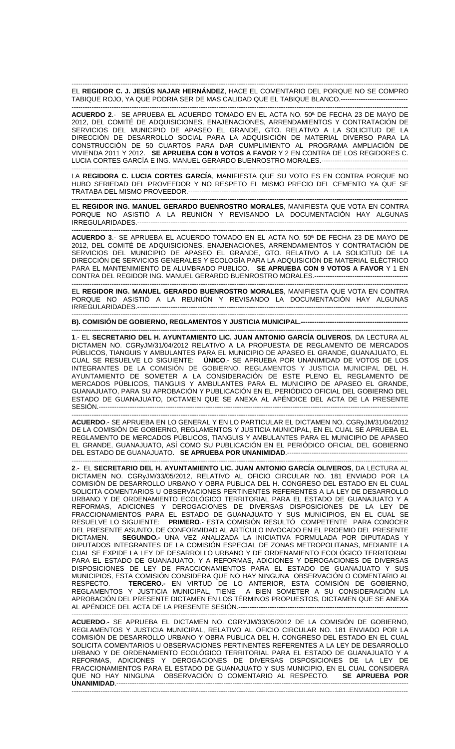EL **REGIDOR C. J. JESÚS NAJAR HERNÁNDEZ**, HACE EL COMENTARIO DEL PORQUE NO SE COMPRO TABIQUE ROJO, YA QUE PODRIA SER DE MAS CALIDAD QUE EL TABIQUE BLANCO.------------------------------

**ACUERDO 2**.- SE APRUEBA EL ACUERDO TOMADO EN EL ACTA NO. 50ª DE FECHA 23 DE MAYO DE 2012, DEL COMITÉ DE ADQUISICIONES, ENAJENACIONES, ARRENDAMIENTOS Y CONTRATACIÓN DE SERVICIOS DEL MUNICIPIO DE APASEO EL GRANDE, GTO. RELATIVO A LA SOLICITUD DE LA DIRECCIÓN DE DESARROLLO SOCIAL PARA LA ADQUISICIÓN DE MATERIAL DIVERSO PARA LA CONSTRUCCIÓN DE 50 CUARTOS PARA DAR CUMPLIMIENTO AL PROGRAMA AMPLIACIÓN DE VIVIENDA 2011 Y 2012. **SE APRUEBA CON 8 VOTOS A FAVOR** Y 2 EN CONTRA DE LOS REGIDORES C. LUCIA CORTES GARCÍA E ING. MANUEL GERARDO BUENROSTRO MORALES.---------------------------------------

LA **REGIDORA C. LUCIA CORTES GARCÍA**, MANIFIESTA QUE SU VOTO ES EN CONTRA PORQUE NO HUBO SERIEDAD DEL PROVEEDOR Y NO RESPETO EL MISMO PRECIO DEL CEMENTO YA QUE SE TRATABA DEL MISMO PROVEEDOR.---------------------------------------------------------------------------------------------

EL **REGIDOR ING. MANUEL GERARDO BUENROSTRO MORALES**, MANIFIESTA QUE VOTA EN CONTRA PORQUE NO ASISTIÓ A LA REUNIÓN Y REVISANDO LA DOCUMENTACIÓN HAY ALGUNAS IRREGULARIDADES.-------------------------------------------------------------------------------------------------------------

**ACUERDO 3**.- SE APRUEBA EL ACUERDO TOMADO EN EL ACTA NO. 50ª DE FECHA 23 DE MAYO DE 2012, DEL COMITÉ DE ADQUISICIONES, ENAJENACIONES, ARRENDAMIENTOS Y CONTRATACIÓN DE SERVICIOS DEL MUNICIPIO DE APASEO EL GRANDE, GTO. RELATIVO A LA SOLICITUD DE LA DIRECCIÓN DE SERVICIOS GENERALES Y ECOLOGÍA PARA LA ADQUISICIÓN DE MATERIAL ELÉCTRICO PARA EL MANTENIMIENTO DE ALUMBRADO PUBLICO. **SE APRUEBA CON 9 VOTOS A FAVOR** Y 1 EN CONTRA DEL REGIDOR ING. MANUEL GERARDO BUENROSTRO MORALES.------------------------------------------

EL **REGIDOR ING. MANUEL GERARDO BUENROSTRO MORALES**, MANIFIESTA QUE VOTA EN CONTRA PORQUE NO ASISTIÓ A LA REUNIÓN Y REVISANDO LA DOCUMENTACIÓN HAY ALGUNAS IRREGULARIDADES.-------------------------------------------------------------------------------------------------------------

**B). COMISIÓN DE GOBIERNO, REGLAMENTOS Y JUSTICIA MUNICIPAL.-------------------------------------------------**

**1**.- EL **SECRETARIO DEL H. AYUNTAMIENTO LIC. JUAN ANTONIO GARCÍA OLIVEROS**, DA LECTURA AL DICTAMEN NO. CGRyJM/31/04/2012 RELATIVO A LA PROPUESTA DE REGLAMENTO DE MERCADOS PÚBLICOS, TIANGUIS Y AMBULANTES PARA EL MUNICIPIO DE APASEO EL GRANDE, GUANAJUATO, EL CUAL SE RESUELVE LO SIGUIENTE: **ÚNICO**.- SE APRUEBA POR UNANIMIDAD DE VOTOS DE LOS INTEGRANTES DE LA COMISIÓN DE GOBIERNO, REGLAMENTOS Y JUSTICIA MUNICIPAL DEL H. AYUNTAMIENTO DE SOMETER A LA CONSIDERACIÓN DE ESTE PLENO EL REGLAMENTO DE MERCADOS PÚBLICOS, TIANGUIS Y AMBULANTES PARA EL MUNICIPIO DE APASEO EL GRANDE, GUANAJUATO, PARA SU APROBACIÓN Y PUBLICACIÓN EN EL PERIÓDICO OFICIAL DEL GOBIERNO DEL ESTADO DE GUANAJUATO, DICTAMEN QUE SE ANEXA AL APÉNDICE DEL ACTA DE LA PRESENTE SESIÓN.------------------------------------------------------------------------------------------------------------------------------

**ACUERDO**.- SE APRUEBA EN LO GENERAL Y EN LO PARTICULAR EL DICTAMEN NO. CGRyJM/31/04/2012 DE LA COMISIÓN DE GOBIERNO, REGLAMENTOS Y JUSTICIA MUNICIPAL, EN EL CUAL SE APRUEBA EL REGLAMENTO DE MERCADOS PÚBLICOS, TIANGUIS Y AMBULANTES PARA EL MUNICIPIO DE APASEO EL GRANDE, GUANAJUATO, ASÍ COMO SU PUBLICACIÓN EN EL PERIÓDICO OFICIAL DEL GOBIERNO DEL ESTADO DE GUANAJUATO. **SE APRUEBA POR UNANIMIDAD**.---------------------------------------------------

**2**.- EL **SECRETARIO DEL H. AYUNTAMIENTO LIC. JUAN ANTONIO GARCÍA OLIVEROS**, DA LECTURA AL DICTAMEN NO. CGRyJM/33/05/2012, RELATIVO AL OFICIO CIRCULAR NO. 181 ENVIADO POR LA COMISIÓN DE DESARROLLO URBANO Y OBRA PUBLICA DEL H. CONGRESO DEL ESTADO EN EL CUAL SOLICITA COMENTARIOS U OBSERVACIONES PERTINENTES REFERENTES A LA LEY DE DESARROLLO URBANO Y DE ORDENAMIENTO ECOLÓGICO TERRITORIAL PARA EL ESTADO DE GUANAJUATO Y A REFORMAS, ADICIONES Y DEROGACIONES DE DIVERSAS DISPOSICIONES DE LA LEY DE FRACCIONAMIENTOS PARA EL ESTADO DE GUANAJUATO Y SUS MUNICIPIOS, EN EL CUAL SE RESUELVE LO SIGUIENTE: **PRIMERO**.- ESTA COMISIÓN RESULTÓ COMPETENTE PARA CONOCER DEL PRESENTE ASUNTO, DE CONFORMIDAD AL ARTÍCULO INVOCADO EN EL PROEMIO DEL PRESENTE DICTAMEN. **SEGUNDO.-** UNA VEZ ANALIZADA LA INICIATIVA FORMULADA POR DIPUTADAS Y DIPUTADOS INTEGRANTES DE LA COMISIÓN ESPECIAL DE ZONAS METROPOLITANAS, MEDIANTE LA CUAL SE EXPIDE LA LEY DE DESARROLLO URBANO Y DE ORDENAMIENTO ECOLÓGICO TERRITORIAL PARA EL ESTADO DE GUANAJUATO, Y A REFORMAS, ADICIONES Y DEROGACIONES DE DIVERSAS DISPOSICIONES DE LEY DE FRACCIONAMIENTOS PARA EL ESTADO DE GUANAJUATO Y SUS MUNICIPIOS, ESTA COMISIÓN CONSIDERA QUE NO HAY NINGUNA OBSERVACIÓN O COMENTARIO AL RESPECTO. **TERCERO.-** EN VIRTUD DE LO ANTERIOR, ESTA COMISIÓN DE GOBIERNO, REGLAMENTOS Y JUSTICIA MUNICIPAL, TIENE A BIEN SOMETER A SU CONSIDERACIÓN LA APROBACIÓN DEL PRESENTE DICTAMEN EN LOS TÉRMINOS PROPUESTOS, DICTAMEN QUE SE ANEXA AL APÉNDICE DEL ACTA DE LA PRESENTE SESIÓN.----------------------------------------------------------------------------

**ACUERDO**.- SE APRUEBA EL DICTAMEN NO. CGRYJM/33/05/2012 DE LA COMISIÓN DE GOBIERNO, REGLAMENTOS Y JUSTICIA MUNICIPAL, RELATIVO AL OFICIO CIRCULAR NO. 181 ENVIADO POR LA COMISIÓN DE DESARROLLO URBANO Y OBRA PUBLICA DEL H. CONGRESO DEL ESTADO EN EL CUAL SOLICITA COMENTARIOS U OBSERVACIONES PERTINENTES REFERENTES A LA LEY DE DESARROLLO URBANO Y DE ORDENAMIENTO ECOLÓGICO TERRITORIAL PARA EL ESTADO DE GUANAJUATO Y A REFORMAS, ADICIONES Y DEROGACIONES DE DIVERSAS DISPOSICIONES DE LA LEY DE FRACCIONAMIENTOS PARA EL ESTADO DE GUANAJUATO Y SUS MUNICIPIO, EN EL CUAL CONSIDERA QUE NO HAY NINGUNA OBSERVACIÓN O COMENTARIO AL RESPECTO. **SE APRUEBA POR UNANIMIDAD**.-----------------------------------------------------------------------------------------------------------------------------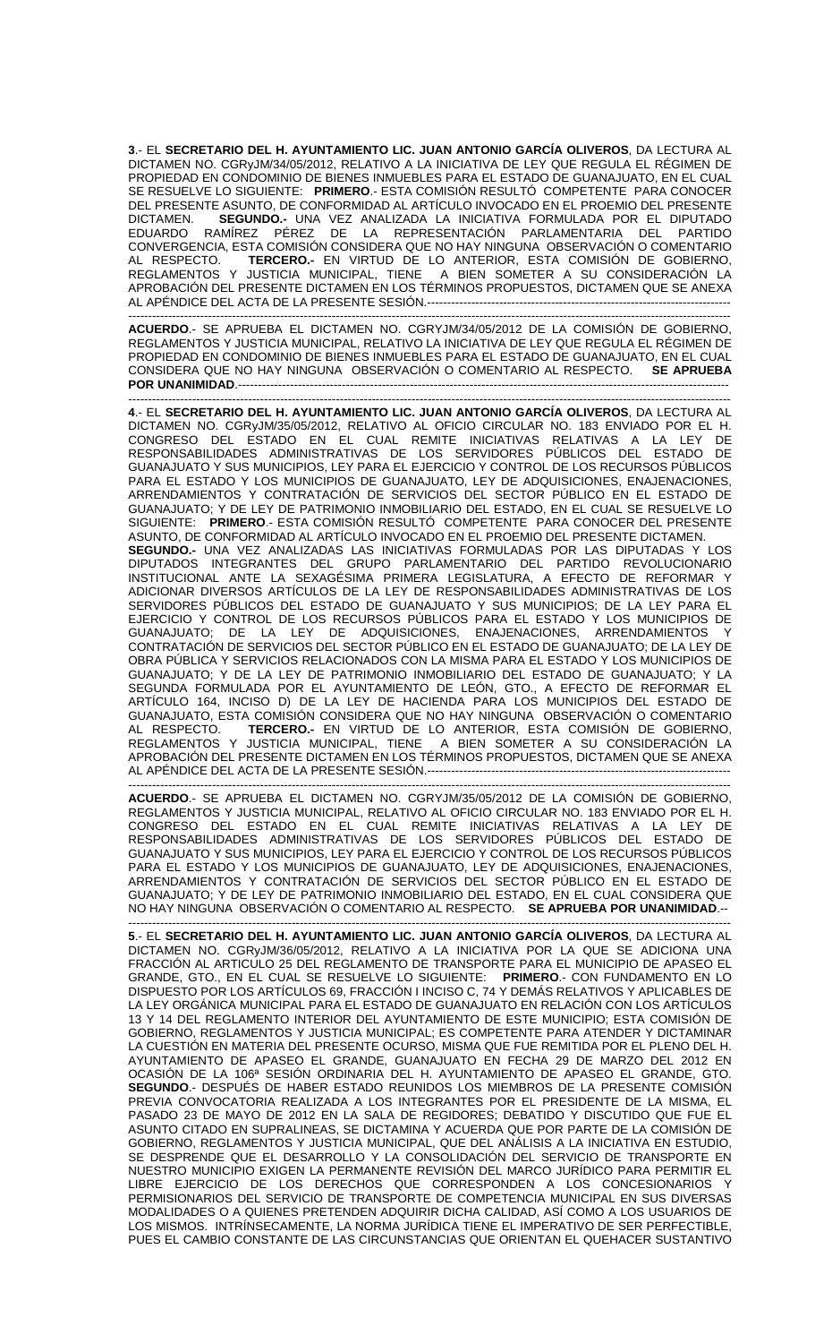**3**.- EL **SECRETARIO DEL H. AYUNTAMIENTO LIC. JUAN ANTONIO GARCÍA OLIVEROS**, DA LECTURA AL DICTAMEN NO. CGRyJM/34/05/2012, RELATIVO A LA INICIATIVA DE LEY QUE REGULA EL RÉGIMEN DE PROPIEDAD EN CONDOMINIO DE BIENES INMUEBLES PARA EL ESTADO DE GUANAJUATO, EN EL CUAL SE RESUELVE LO SIGUIENTE: **PRIMERO**.- ESTA COMISIÓN RESULTÓ COMPETENTE PARA CONOCER DEL PRESENTE ASUNTO, DE CONFORMIDAD AL ARTÍCULO INVOCADO EN EL PROEMIO DEL PRESENTE DICTAMEN. **SEGUNDO.-** UNA VEZ ANALIZADA LA INICIATIVA FORMULADA POR EL DIPUTADO EDUARDO RAMÍREZ PÉREZ DE LA REPRESENTACIÓN PARLAMENTARIA DEL PARTIDO CONVERGENCIA, ESTA COMISIÓN CONSIDERA QUE NO HAY NINGUNA OBSERVACIÓN O COMENTARIO AL RESPECTO. **TERCERO.-** EN VIRTUD DE LO ANTERIOR, ESTA COMISIÓN DE GOBIERNO, REGLAMENTOS Y JUSTICIA MUNICIPAL, TIENE A BIEN SOMETER A SU CONSIDERACIÓN LA APROBACIÓN DEL PRESENTE DICTAMEN EN LOS TÉRMINOS PROPUESTOS, DICTAMEN QUE SE ANEXA AL APÉNDICE DEL ACTA DE LA PRESENTE SESIÓN.----------------------------------------------------------------------

---------------------------------------------------------------------------------------------------------------------------------------

**ACUERDO**.- SE APRUEBA EL DICTAMEN NO. CGRYJM/34/05/2012 DE LA COMISIÓN DE GOBIERNO, REGLAMENTOS Y JUSTICIA MUNICIPAL, RELATIVO LA INICIATIVA DE LEY QUE REGULA EL RÉGIMEN DE PROPIEDAD EN CONDOMINIO DE BIENES INMUEBLES PARA EL ESTADO DE GUANAJUATO, EN EL CUAL CONSIDERA QUE NO HAY NINGUNA OBSERVACIÓN O COMENTARIO AL RESPECTO. **SE APRUEBA POR UNANIMIDAD**.---------------------------------------------------------------------------------------------------------------------

---------------------------------------------------------------------------------------------------------------------------------------

**4**.- EL **SECRETARIO DEL H. AYUNTAMIENTO LIC. JUAN ANTONIO GARCÍA OLIVEROS**, DA LECTURA AL DICTAMEN NO. CGRyJM/35/05/2012, RELATIVO AL OFICIO CIRCULAR NO. 183 ENVIADO POR EL H. CONGRESO DEL ESTADO EN EL CUAL REMITE INICIATIVAS RELATIVAS A LA LEY DE RESPONSABILIDADES ADMINISTRATIVAS DE LOS SERVIDORES PÚBLICOS DEL ESTADO DE GUANAJUATO Y SUS MUNICIPIOS, LEY PARA EL EJERCICIO Y CONTROL DE LOS RECURSOS PÚBLICOS PARA EL ESTADO Y LOS MUNICIPIOS DE GUANAJUATO, LEY DE ADQUISICIONES, ENAJENACIONES, ARRENDAMIENTOS Y CONTRATACIÓN DE SERVICIOS DEL SECTOR PÚBLICO EN EL ESTADO DE GUANAJUATO; Y DE LEY DE PATRIMONIO INMOBILIARIO DEL ESTADO, EN EL CUAL SE RESUELVE LO SIGUIENTE: **PRIMERO**.- ESTA COMISIÓN RESULTÓ COMPETENTE PARA CONOCER DEL PRESENTE ASUNTO, DE CONFORMIDAD AL ARTÍCULO INVOCADO EN EL PROEMIO DEL PRESENTE DICTAMEN. **SEGUNDO.-** UNA VEZ ANALIZADAS LAS INICIATIVAS FORMULADAS POR LAS DIPUTADAS Y LOS DIPUTADOS INTEGRANTES DEL GRUPO PARLAMENTARIO DEL PARTIDO REVOLUCIONARIO INSTITUCIONAL ANTE LA SEXAGÉSIMA PRIMERA LEGISLATURA, A EFECTO DE REFORMAR Y ADICIONAR DIVERSOS ARTÍCULOS DE LA LEY DE RESPONSABILIDADES ADMINISTRATIVAS DE LOS SERVIDORES PÚBLICOS DEL ESTADO DE GUANAJUATO Y SUS MUNICIPIOS; DE LA LEY PARA EL EJERCICIO Y CONTROL DE LOS RECURSOS PÚBLICOS PARA EL ESTADO Y LOS MUNICIPIOS DE GUANAJUATO; DE LA LEY DE ADQUISICIONES, ENAJENACIONES, ARRENDAMIENTOS Y CONTRATACIÓN DE SERVICIOS DEL SECTOR PÚBLICO EN EL ESTADO DE GUANAJUATO; DE LA LEY DE OBRA PÚBLICA Y SERVICIOS RELACIONADOS CON LA MISMA PARA EL ESTADO Y LOS MUNICIPIOS DE GUANAJUATO; Y DE LA LEY DE PATRIMONIO INMOBILIARIO DEL ESTADO DE GUANAJUATO; Y LA SEGUNDA FORMULADA POR EL AYUNTAMIENTO DE LEÓN, GTO., A EFECTO DE REFORMAR EL ARTÍCULO 164, INCISO D) DE LA LEY DE HACIENDA PARA LOS MUNICIPIOS DEL ESTADO DE GUANAJUATO, ESTA COMISIÓN CONSIDERA QUE NO HAY NINGUNA OBSERVACIÓN O COMENTARIO AL RESPECTO. **TERCERO.-** EN VIRTUD DE LO ANTERIOR, ESTA COMISIÓN DE GOBIERNO, REGLAMENTOS Y JUSTICIA MUNICIPAL, TIENE A BIEN SOMETER A SU CONSIDERACIÓN LA APROBACIÓN DEL PRESENTE DICTAMEN EN LOS TÉRMINOS PROPUESTOS, DICTAMEN QUE SE ANEXA AL APÉNDICE DEL ACTA DE LA PRESENTE SESIÓN.----------------------------------------------------------------------

---------------------------------------------------------------------------------------------------------------------------------------

**ACUERDO**.- SE APRUEBA EL DICTAMEN NO. CGRYJM/35/05/2012 DE LA COMISIÓN DE GOBIERNO, REGLAMENTOS Y JUSTICIA MUNICIPAL, RELATIVO AL OFICIO CIRCULAR NO. 183 ENVIADO POR EL H. CONGRESO DEL ESTADO EN EL CUAL REMITE INICIATIVAS RELATIVAS A LA LEY DE RESPONSABILIDADES ADMINISTRATIVAS DE LOS SERVIDORES PÚBLICOS DEL ESTADO DE GUANAJUATO Y SUS MUNICIPIOS, LEY PARA EL EJERCICIO Y CONTROL DE LOS RECURSOS PÚBLICOS PARA EL ESTADO Y LOS MUNICIPIOS DE GUANAJUATO, LEY DE ADQUISICIONES, ENAJENACIONES, ARRENDAMIENTOS Y CONTRATACIÓN DE SERVICIOS DEL SECTOR PÚBLICO EN EL ESTADO DE GUANAJUATO; Y DE LEY DE PATRIMONIO INMOBILIARIO DEL ESTADO, EN EL CUAL CONSIDERA QUE NO HAY NINGUNA OBSERVACIÓN O COMENTARIO AL RESPECTO. **SE APRUEBA POR UNANIMIDAD**.--

---------------------------------------------------------------------------------------------------------------------------------------

**5**.- EL **SECRETARIO DEL H. AYUNTAMIENTO LIC. JUAN ANTONIO GARCÍA OLIVEROS**, DA LECTURA AL DICTAMEN NO. CGRyJM/36/05/2012, RELATIVO A LA INICIATIVA POR LA QUE SE ADICIONA UNA FRACCIÓN AL ARTICULO 25 DEL REGLAMENTO DE TRANSPORTE PARA EL MUNICIPIO DE APASEO EL GRANDE, GTO., EN EL CUAL SE RESUELVE LO SIGUIENTE: **PRIMERO**.- CON FUNDAMENTO EN LO DISPUESTO POR LOS ARTÍCULOS 69, FRACCIÓN I INCISO C, 74 Y DEMÁS RELATIVOS Y APLICABLES DE LA LEY ORGÁNICA MUNICIPAL PARA EL ESTADO DE GUANAJUATO EN RELACIÓN CON LOS ARTÍCULOS 13 Y 14 DEL REGLAMENTO INTERIOR DEL AYUNTAMIENTO DE ESTE MUNICIPIO; ESTA COMISIÓN DE GOBIERNO, REGLAMENTOS Y JUSTICIA MUNICIPAL; ES COMPETENTE PARA ATENDER Y DICTAMINAR LA CUESTIÓN EN MATERIA DEL PRESENTE OCURSO, MISMA QUE FUE REMITIDA POR EL PLENO DEL H. AYUNTAMIENTO DE APASEO EL GRANDE, GUANAJUATO EN FECHA 29 DE MARZO DEL 2012 EN OCASIÓN DE LA 106ª SESIÓN ORDINARIA DEL H. AYUNTAMIENTO DE APASEO EL GRANDE, GTO. **SEGUNDO**.- DESPUÉS DE HABER ESTADO REUNIDOS LOS MIEMBROS DE LA PRESENTE COMISIÓN PREVIA CONVOCATORIA REALIZADA A LOS INTEGRANTES POR EL PRESIDENTE DE LA MISMA, EL PASADO 23 DE MAYO DE 2012 EN LA SALA DE REGIDORES; DEBATIDO Y DISCUTIDO QUE FUE EL ASUNTO CITADO EN SUPRALINEAS, SE DICTAMINA Y ACUERDA QUE POR PARTE DE LA COMISIÓN DE GOBIERNO, REGLAMENTOS Y JUSTICIA MUNICIPAL, QUE DEL ANÁLISIS A LA INICIATIVA EN ESTUDIO, SE DESPRENDE QUE EL DESARROLLO Y LA CONSOLIDACIÓN DEL SERVICIO DE TRANSPORTE EN NUESTRO MUNICIPIO EXIGEN LA PERMANENTE REVISIÓN DEL MARCO JURÍDICO PARA PERMITIR EL LIBRE EJERCICIO DE LOS DERECHOS QUE CORRESPONDEN A LOS CONCESIONARIOS Y PERMISIONARIOS DEL SERVICIO DE TRANSPORTE DE COMPETENCIA MUNICIPAL EN SUS DIVERSAS MODALIDADES O A QUIENES PRETENDEN ADQUIRIR DICHA CALIDAD, ASÍ COMO A LOS USUARIOS DE LOS MISMOS. INTRÍNSECAMENTE, LA NORMA JURÍDICA TIENE EL IMPERATIVO DE SER PERFECTIBLE, PUES EL CAMBIO CONSTANTE DE LAS CIRCUNSTANCIAS QUE ORIENTAN EL QUEHACER SUSTANTIVO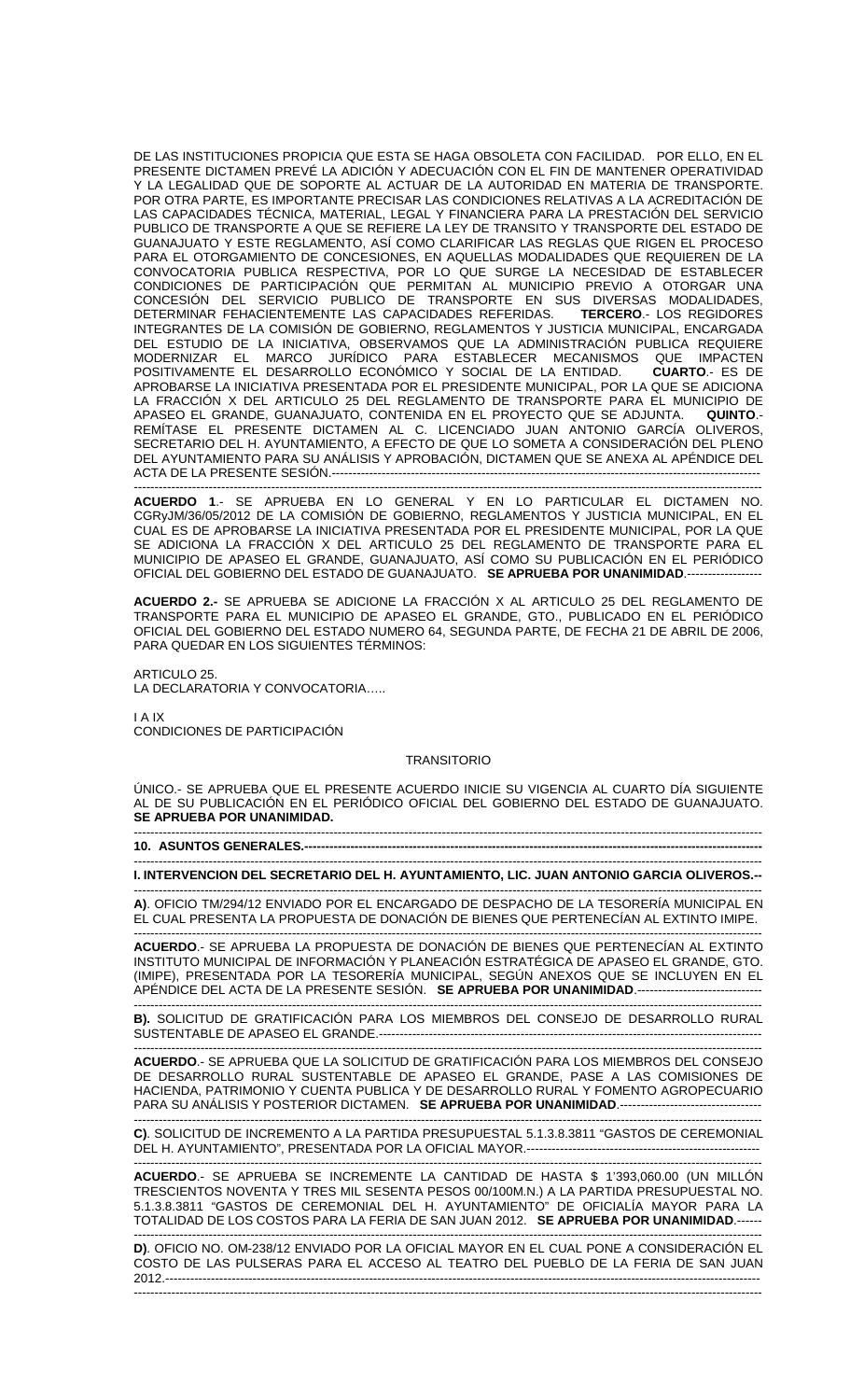DE LAS INSTITUCIONES PROPICIA QUE ESTA SE HAGA OBSOLETA CON FACILIDAD. POR ELLO, EN EL PRESENTE DICTAMEN PREVÉ LA ADICIÓN Y ADECUACIÓN CON EL FIN DE MANTENER OPERATIVIDAD Y LA LEGALIDAD QUE DE SOPORTE AL ACTUAR DE LA AUTORIDAD EN MATERIA DE TRANSPORTE. POR OTRA PARTE, ES IMPORTANTE PRECISAR LAS CONDICIONES RELATIVAS A LA ACREDITACIÓN DE LAS CAPACIDADES TÉCNICA, MATERIAL, LEGAL Y FINANCIERA PARA LA PRESTACIÓN DEL SERVICIO PUBLICO DE TRANSPORTE A QUE SE REFIERE LA LEY DE TRANSITO Y TRANSPORTE DEL ESTADO DE GUANAJUATO Y ESTE REGLAMENTO, ASÍ COMO CLARIFICAR LAS REGLAS QUE RIGEN EL PROCESO PARA EL OTORGAMIENTO DE CONCESIONES, EN AQUELLAS MODALIDADES QUE REQUIEREN DE LA CONVOCATORIA PUBLICA RESPECTIVA, POR LO QUE SURGE LA NECESIDAD DE ESTABLECER CONDICIONES DE PARTICIPACIÓN QUE PERMITAN AL MUNICIPIO PREVIO A OTORGAR UNA CONCESIÓN DEL SERVICIO PUBLICO DE TRANSPORTE EN SUS DIVERSAS MODALIDADES, DETERMINAR FEHACIENTEMENTE LAS CAPACIDADES REFERIDAS. **TERCERO**.- LOS REGIDORES INTEGRANTES DE LA COMISIÓN DE GOBIERNO, REGLAMENTOS Y JUSTICIA MUNICIPAL, ENCARGADA DEL ESTUDIO DE LA INICIATIVA, OBSERVAMOS QUE LA ADMINISTRACIÓN PUBLICA REQUIERE MODERNIZAR EL MARCO JURÍDICO PARA ESTABLECER MECANISMOS QUE IMPACTEN POSITIVAMENTE EL DESARROLLO ECONÓMICO Y SOCIAL DE LA ENTIDAD. **CUARTO**.- ES DE APROBARSE LA INICIATIVA PRESENTADA POR EL PRESIDENTE MUNICIPAL, POR LA QUE SE ADICIONA LA FRACCIÓN X DEL ARTICULO 25 DEL REGLAMENTO DE TRANSPORTE PARA EL MUNICIPIO DE APASEO EL GRANDE, GUANAJUATO, CONTENIDA EN EL PROYECTO QUE SE ADJUNTA. **QUINTO**.- REMÍTASE EL PRESENTE DICTAMEN AL C. LICENCIADO JUAN ANTONIO GARCÍA OLIVEROS, SECRETARIO DEL H. AYUNTAMIENTO, A EFECTO DE QUE LO SOMETA A CONSIDERACIÓN DEL PLENO DEL AYUNTAMIENTO PARA SU ANÁLISIS Y APROBACIÓN, DICTAMEN QUE SE ANEXA AL APÉNDICE DEL ACTA DE LA PRESENTE SESIÓN.----------------------------------------------------------------------------------------------------

-----------------------------------------------------------------------------------------------------------------------------------------

**ACUERDO 1**.- SE APRUEBA EN LO GENERAL Y EN LO PARTICULAR EL DICTAMEN NO. CGRyJM/36/05/2012 DE LA COMISIÓN DE GOBIERNO, REGLAMENTOS Y JUSTICIA MUNICIPAL, EN EL CUAL ES DE APROBARSE LA INICIATIVA PRESENTADA POR EL PRESIDENTE MUNICIPAL, POR LA QUE SE ADICIONA LA FRACCIÓN X DEL ARTICULO 25 DEL REGLAMENTO DE TRANSPORTE PARA EL MUNICIPIO DE APASEO EL GRANDE, GUANAJUATO, ASÍ COMO SU PUBLICACIÓN EN EL PERIÓDICO OFICIAL DEL GOBIERNO DEL ESTADO DE GUANAJUATO. **SE APRUEBA POR UNANIMIDAD**.------------------

**ACUERDO 2.-** SE APRUEBA SE ADICIONE LA FRACCIÓN X AL ARTICULO 25 DEL REGLAMENTO DE TRANSPORTE PARA EL MUNICIPIO DE APASEO EL GRANDE, GTO., PUBLICADO EN EL PERIÓDICO OFICIAL DEL GOBIERNO DEL ESTADO NUMERO 64, SEGUNDA PARTE, DE FECHA 21 DE ABRIL DE 2006, PARA QUEDAR EN LOS SIGUIENTES TÉRMINOS:

ARTICULO 25.
LA DECLARATORIA Y CONVOCATORIA…..

I A IX
CONDICIONES DE PARTICIPACIÓN

TRANSITORIO

ÚNICO.- SE APRUEBA QUE EL PRESENTE ACUERDO INICIE SU VIGENCIA AL CUARTO DÍA SIGUIENTE AL DE SU PUBLICACIÓN EN EL PERIÓDICO OFICIAL DEL GOBIERNO DEL ESTADO DE GUANAJUATO. **SE APRUEBA POR UNANIMIDAD.**

-----------------------------------------------------------------------------------------------------------------------------------------

**10. ASUNTOS GENERALES.------------------------------------------------------------------------------------------------------------**

-----------------------------------------------------------------------------------------------------------------------------------------

**I. INTERVENCION DEL SECRETARIO DEL H. AYUNTAMIENTO, LIC. JUAN ANTONIO GARCIA OLIVEROS.--**

-----------------------------------------------------------------------------------------------------------------------------------------

**A)**. OFICIO TM/294/12 ENVIADO POR EL ENCARGADO DE DESPACHO DE LA TESORERÍA MUNICIPAL EN EL CUAL PRESENTA LA PROPUESTA DE DONACIÓN DE BIENES QUE PERTENECÍAN AL EXTINTO IMIPE.

-----------------------------------------------------------------------------------------------------------------------------------------

**ACUERDO**.- SE APRUEBA LA PROPUESTA DE DONACIÓN DE BIENES QUE PERTENECÍAN AL EXTINTO INSTITUTO MUNICIPAL DE INFORMACIÓN Y PLANEACIÓN ESTRATÉGICA DE APASEO EL GRANDE, GTO. (IMIPE), PRESENTADA POR LA TESORERÍA MUNICIPAL, SEGÚN ANEXOS QUE SE INCLUYEN EN EL APÉNDICE DEL ACTA DE LA PRESENTE SESIÓN. **SE APRUEBA POR UNANIMIDAD**.------------------------------

-----------------------------------------------------------------------------------------------------------------------------------------

**B).** SOLICITUD DE GRATIFICACIÓN PARA LOS MIEMBROS DEL CONSEJO DE DESARROLLO RURAL SUSTENTABLE DE APASEO EL GRANDE.----------------------------------------------------------------------------------------

-----------------------------------------------------------------------------------------------------------------------------------------

**ACUERDO**.- SE APRUEBA QUE LA SOLICITUD DE GRATIFICACIÓN PARA LOS MIEMBROS DEL CONSEJO DE DESARROLLO RURAL SUSTENTABLE DE APASEO EL GRANDE, PASE A LAS COMISIONES DE HACIENDA, PATRIMONIO Y CUENTA PUBLICA Y DE DESARROLLO RURAL Y FOMENTO AGROPECUARIO PARA SU ANÁLISIS Y POSTERIOR DICTAMEN. **SE APRUEBA POR UNANIMIDAD**.----------------------------------

-----------------------------------------------------------------------------------------------------------------------------------------

**C)**. SOLICITUD DE INCREMENTO A LA PARTIDA PRESUPUESTAL 5.1.3.8.3811 "GASTOS DE CEREMONIAL DEL H. AYUNTAMIENTO", PRESENTADA POR LA OFICIAL MAYOR.--------------------------------------------------------

-----------------------------------------------------------------------------------------------------------------------------------------

**ACUERDO**.- SE APRUEBA SE INCREMENTE LA CANTIDAD DE HASTA $ 1'393,060.00 (UN MILLÓN TRESCIENTOS NOVENTA Y TRES MIL SESENTA PESOS 00/100M.N.) A LA PARTIDA PRESUPUESTAL NO. 5.1.3.8.3811 "GASTOS DE CEREMONIAL DEL H. AYUNTAMIENTO" DE OFICIALÍA MAYOR PARA LA TOTALIDAD DE LOS COSTOS PARA LA FERIA DE SAN JUAN 2012. **SE APRUEBA POR UNANIMIDAD**.------

-----------------------------------------------------------------------------------------------------------------------------------------

**D)**. OFICIO NO. OM-238/12 ENVIADO POR LA OFICIAL MAYOR EN EL CUAL PONE A CONSIDERACIÓN EL COSTO DE LAS PULSERAS PARA EL ACCESO AL TEATRO DEL PUEBLO DE LA FERIA DE SAN JUAN 2012.-------------------------------------------------------------------------------------------------------------------------------------

-----------------------------------------------------------------------------------------------------------------------------------------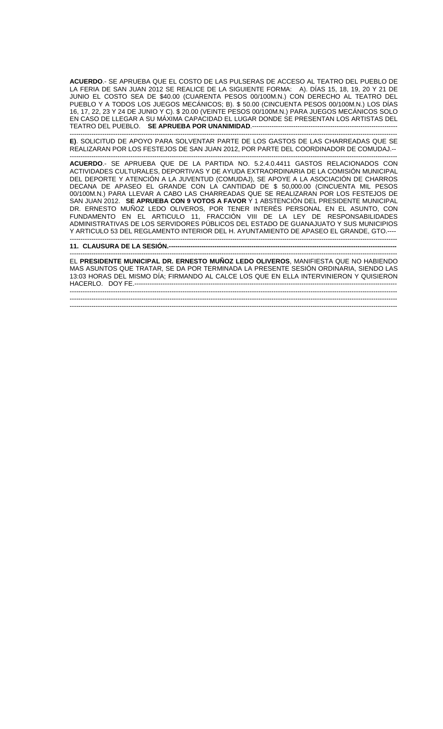**ACUERDO**.- SE APRUEBA QUE EL COSTO DE LAS PULSERAS DE ACCESO AL TEATRO DEL PUEBLO DE LA FERIA DE SAN JUAN 2012 SE REALICE DE LA SIGUIENTE FORMA: A). DÍAS 15, 18, 19, 20 Y 21 DE JUNIO EL COSTO SEA DE $40.00 (CUARENTA PESOS 00/100M.N.) CON DERECHO AL TEATRO DEL PUEBLO Y A TODOS LOS JUEGOS MECÁNICOS; B). $ 50.00 (CINCUENTA PESOS 00/100M.N.) LOS DÍAS 16, 17, 22, 23 Y 24 DE JUNIO Y C). $ 20.00 (VEINTE PESOS 00/100M.N.) PARA JUEGOS MECÁNICOS SOLO EN CASO DE LLEGAR A SU MÁXIMA CAPACIDAD EL LUGAR DONDE SE PRESENTAN LOS ARTISTAS DEL TEATRO DEL PUEBLO. **SE APRUEBA POR UNANIMIDAD**.-----------------------------------------------------------------

---

**E)**. SOLICITUD DE APOYO PARA SOLVENTAR PARTE DE LOS GASTOS DE LAS CHARREADAS QUE SE REALIZARAN POR LOS FESTEJOS DE SAN JUAN 2012, POR PARTE DEL COORDINADOR DE COMUDAJ.--

---

**ACUERDO**.- SE APRUEBA QUE DE LA PARTIDA NO. 5.2.4.0.4411 GASTOS RELACIONADOS CON ACTIVIDADES CULTURALES, DEPORTIVAS Y DE AYUDA EXTRAORDINARIA DE LA COMISIÓN MUNICIPAL DEL DEPORTE Y ATENCIÓN A LA JUVENTUD (COMUDAJ), SE APOYE A LA ASOCIACIÓN DE CHARROS DECANA DE APASEO EL GRANDE CON LA CANTIDAD DE $ 50,000.00 (CINCUENTA MIL PESOS 00/100M.N.) PARA LLEVAR A CABO LAS CHARREADAS QUE SE REALIZARAN POR LOS FESTEJOS DE SAN JUAN 2012. **SE APRUEBA CON 9 VOTOS A FAVOR** Y 1 ABSTENCIÓN DEL PRESIDENTE MUNICIPAL DR. ERNESTO MUÑOZ LEDO OLIVEROS, POR TENER INTERÉS PERSONAL EN EL ASUNTO, CON FUNDAMENTO EN EL ARTICULO 11, FRACCIÓN VIII DE LA LEY DE RESPONSABILIDADES ADMINISTRATIVAS DE LOS SERVIDORES PÚBLICOS DEL ESTADO DE GUANAJUATO Y SUS MUNICIPIOS Y ARTICULO 53 DEL REGLAMENTO INTERIOR DEL H. AYUNTAMIENTO DE APASEO EL GRANDE, GTO.----

---

**11. CLAUSURA DE LA SESIÓN.-----------------------------------------------------------------------------------------------**

---

EL **PRESIDENTE MUNICIPAL DR. ERNESTO MUÑOZ LEDO OLIVEROS**, MANIFIESTA QUE NO HABIENDO MAS ASUNTOS QUE TRATAR, SE DA POR TERMINADA LA PRESENTE SESIÓN ORDINARIA, SIENDO LAS 13:03 HORAS DEL MISMO DÍA; FIRMANDO AL CALCE LOS QUE EN ELLA INTERVINIERON Y QUISIERON HACERLO. DOY FE.-----------------------------------------------------------------------------------------------------------

---

---

---